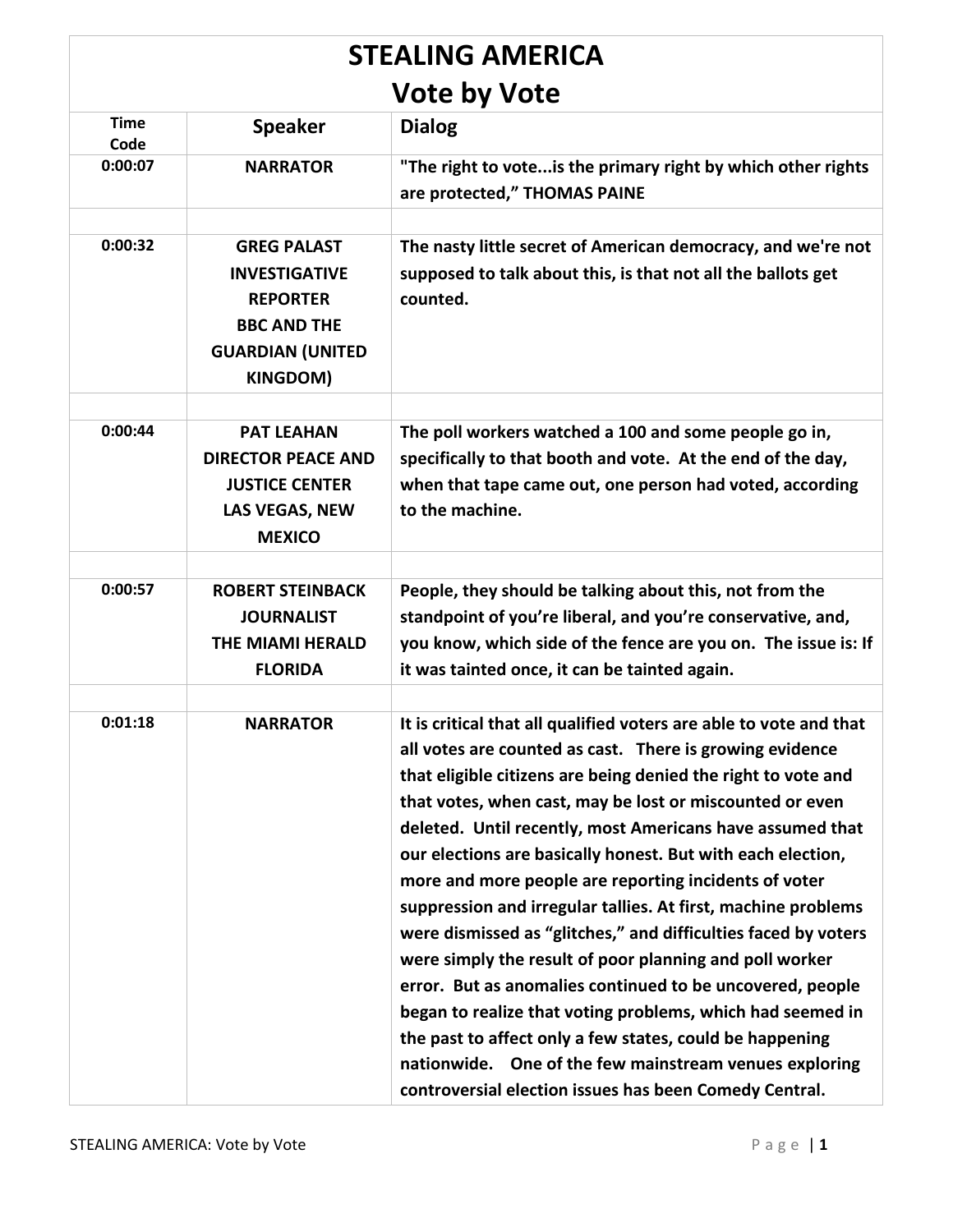# STEALING AMERICA
# Vote by Vote

| Time Code | Speaker | Dialog |
|---|---|---|
| 0:00:07 | **NARRATOR** | **"The right to vote...is the primary right by which other rights are protected," THOMAS PAINE** |
| | | |
| 0:00:32 | **GREG PALAST INVESTIGATIVE REPORTER BBC AND THE GUARDIAN (UNITED KINGDOM)** | **The nasty little secret of American democracy, and we're not supposed to talk about this, is that not all the ballots get counted.** |
| | | |
| 0:00:44 | **PAT LEAHAN DIRECTOR PEACE AND JUSTICE CENTER LAS VEGAS, NEW MEXICO** | **The poll workers watched a 100 and some people go in, specifically to that booth and vote. At the end of the day, when that tape came out, one person had voted, according to the machine.** |
| | | |
| 0:00:57 | **ROBERT STEINBACK JOURNALIST THE MIAMI HERALD FLORIDA** | **People, they should be talking about this, not from the standpoint of you're liberal, and you're conservative, and, you know, which side of the fence are you on. The issue is: If it was tainted once, it can be tainted again.** |
| | | |
| 0:01:18 | **NARRATOR** | **It is critical that all qualified voters are able to vote and that all votes are counted as cast. There is growing evidence that eligible citizens are being denied the right to vote and that votes, when cast, may be lost or miscounted or even deleted. Until recently, most Americans have assumed that our elections are basically honest. But with each election, more and more people are reporting incidents of voter suppression and irregular tallies. At first, machine problems were dismissed as "glitches," and difficulties faced by voters were simply the result of poor planning and poll worker error. But as anomalies continued to be uncovered, people began to realize that voting problems, which had seemed in the past to affect only a few states, could be happening nationwide. One of the few mainstream venues exploring controversial election issues has been Comedy Central.** |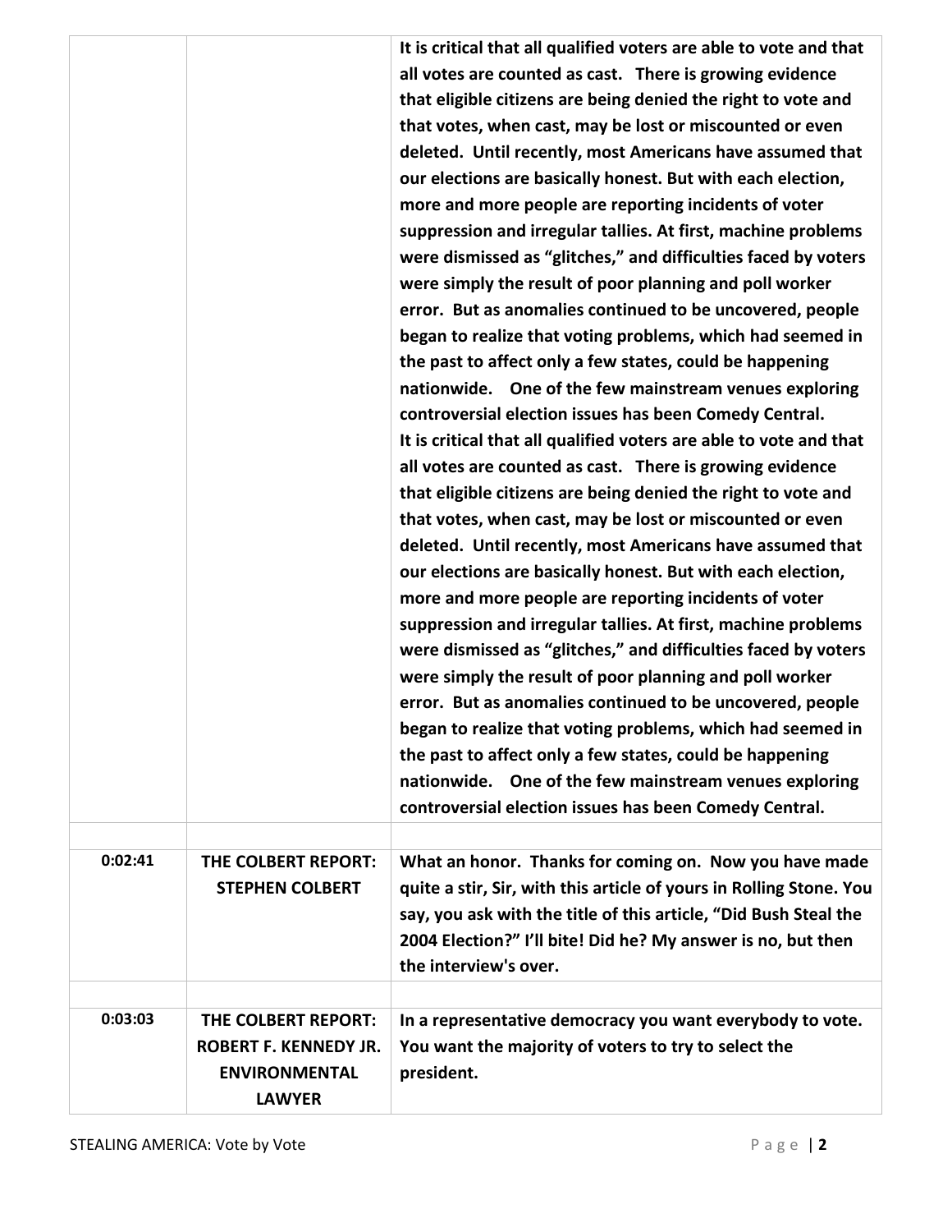| | | |
|---|---|---|
| | | **It is critical that all qualified voters are able to vote and that all votes are counted as cast. There is growing evidence that eligible citizens are being denied the right to vote and that votes, when cast, may be lost or miscounted or even deleted. Until recently, most Americans have assumed that our elections are basically honest. But with each election, more and more people are reporting incidents of voter suppression and irregular tallies. At first, machine problems were dismissed as "glitches," and difficulties faced by voters were simply the result of poor planning and poll worker error. But as anomalies continued to be uncovered, people began to realize that voting problems, which had seemed in the past to affect only a few states, could be happening nationwide. One of the few mainstream venues exploring controversial election issues has been Comedy Central. It is critical that all qualified voters are able to vote and that all votes are counted as cast. There is growing evidence that eligible citizens are being denied the right to vote and that votes, when cast, may be lost or miscounted or even deleted. Until recently, most Americans have assumed that our elections are basically honest. But with each election, more and more people are reporting incidents of voter suppression and irregular tallies. At first, machine problems were dismissed as "glitches," and difficulties faced by voters were simply the result of poor planning and poll worker error. But as anomalies continued to be uncovered, people began to realize that voting problems, which had seemed in the past to affect only a few states, could be happening nationwide. One of the few mainstream venues exploring controversial election issues has been Comedy Central.** |
| | | |
| **0:02:41** | **THE COLBERT REPORT: STEPHEN COLBERT** | **What an honor. Thanks for coming on. Now you have made quite a stir, Sir, with this article of yours in Rolling Stone. You say, you ask with the title of this article, "Did Bush Steal the 2004 Election?" I'll bite! Did he? My answer is no, but then the interview's over.** |
| | | |
| **0:03:03** | **THE COLBERT REPORT: ROBERT F. KENNEDY JR. ENVIRONMENTAL LAWYER** | **In a representative democracy you want everybody to vote. You want the majority of voters to try to select the president.** |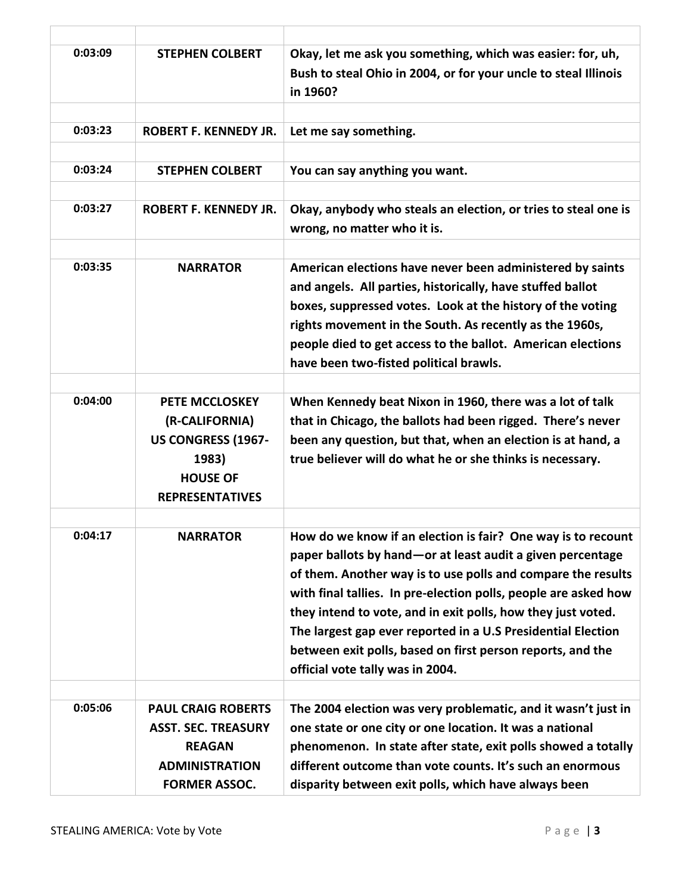| | | |
|---|---|---|
| **0:03:09** | **STEPHEN COLBERT** | **Okay, let me ask you something, which was easier: for, uh, Bush to steal Ohio in 2004, or for your uncle to steal Illinois in 1960?** |
| **0:03:23** | **ROBERT F. KENNEDY JR.** | **Let me say something.** |
| **0:03:24** | **STEPHEN COLBERT** | **You can say anything you want.** |
| **0:03:27** | **ROBERT F. KENNEDY JR.** | **Okay, anybody who steals an election, or tries to steal one is wrong, no matter who it is.** |
| **0:03:35** | **NARRATOR** | **American elections have never been administered by saints and angels. All parties, historically, have stuffed ballot boxes, suppressed votes. Look at the history of the voting rights movement in the South. As recently as the 1960s, people died to get access to the ballot. American elections have been two-fisted political brawls.** |
| **0:04:00** | **PETE MCCLOSKEY (R-CALIFORNIA) US CONGRESS (1967-1983) HOUSE OF REPRESENTATIVES** | **When Kennedy beat Nixon in 1960, there was a lot of talk that in Chicago, the ballots had been rigged. There's never been any question, but that, when an election is at hand, a true believer will do what he or she thinks is necessary.** |
| **0:04:17** | **NARRATOR** | **How do we know if an election is fair? One way is to recount paper ballots by hand—or at least audit a given percentage of them. Another way is to use polls and compare the results with final tallies. In pre-election polls, people are asked how they intend to vote, and in exit polls, how they just voted. The largest gap ever reported in a U.S Presidential Election between exit polls, based on first person reports, and the official vote tally was in 2004.** |
| **0:05:06** | **PAUL CRAIG ROBERTS ASST. SEC. TREASURY REAGAN ADMINISTRATION FORMER ASSOC.** | **The 2004 election was very problematic, and it wasn't just in one state or one city or one location. It was a national phenomenon. In state after state, exit polls showed a totally different outcome than vote counts. It's such an enormous disparity between exit polls, which have always been** |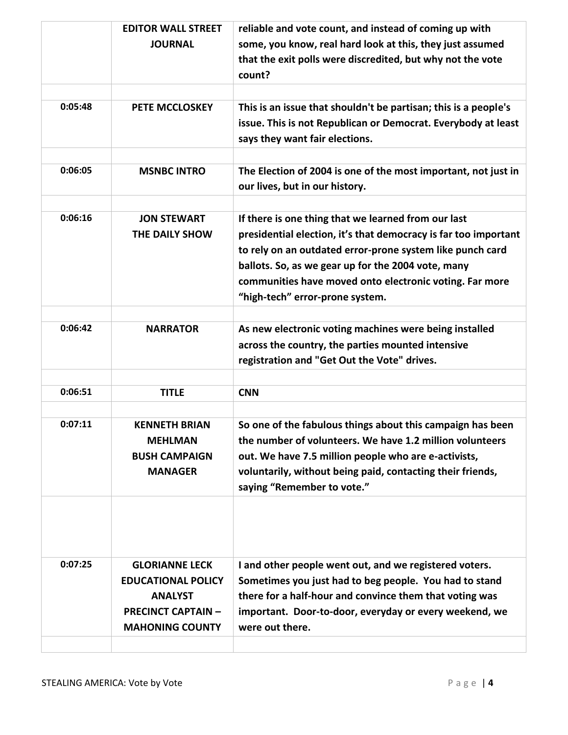| | | |
|---|---|---|
| | **EDITOR WALL STREET JOURNAL** | **reliable and vote count, and instead of coming up with some, you know, real hard look at this, they just assumed that the exit polls were discredited, but why not the vote count?** |
| | | |
| **0:05:48** | **PETE MCCLOSKEY** | **This is an issue that shouldn't be partisan; this is a people's issue. This is not Republican or Democrat. Everybody at least says they want fair elections.** |
| | | |
| **0:06:05** | **MSNBC INTRO** | **The Election of 2004 is one of the most important, not just in our lives, but in our history.** |
| | | |
| **0:06:16** | **JON STEWART THE DAILY SHOW** | **If there is one thing that we learned from our last presidential election, it's that democracy is far too important to rely on an outdated error-prone system like punch card ballots. So, as we gear up for the 2004 vote, many communities have moved onto electronic voting. Far more "high-tech" error-prone system.** |
| | | |
| **0:06:42** | **NARRATOR** | **As new electronic voting machines were being installed across the country, the parties mounted intensive registration and "Get Out the Vote" drives.** |
| | | |
| **0:06:51** | **TITLE** | **CNN** |
| | | |
| **0:07:11** | **KENNETH BRIAN MEHLMAN BUSH CAMPAIGN MANAGER** | **So one of the fabulous things about this campaign has been the number of volunteers. We have 1.2 million volunteers out. We have 7.5 million people who are e-activists, voluntarily, without being paid, contacting their friends, saying "Remember to vote."** |
| | | |
| **0:07:25** | **GLORIANNE LECK EDUCATIONAL POLICY ANALYST PRECINCT CAPTAIN – MAHONING COUNTY** | **I and other people went out, and we registered voters. Sometimes you just had to beg people. You had to stand there for a half-hour and convince them that voting was important. Door-to-door, everyday or every weekend, we were out there.** |
| | | |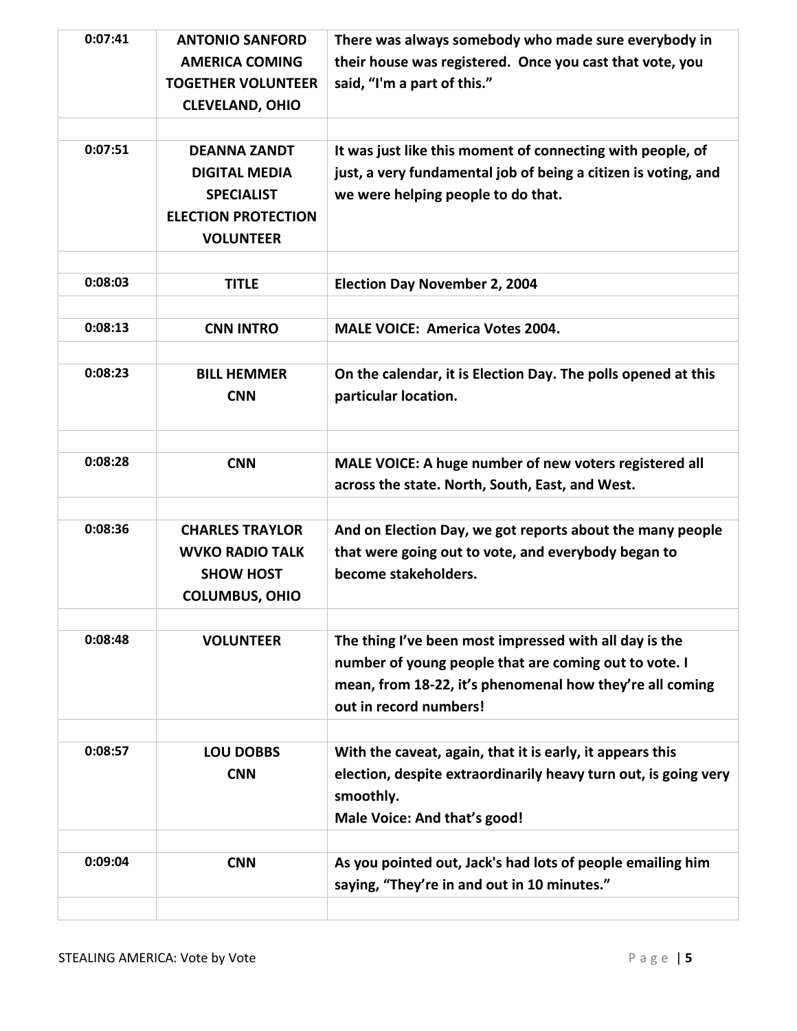| | | |
|---|---|---|
| **0:07:41** | **ANTONIO SANFORD AMERICA COMING TOGETHER VOLUNTEER CLEVELAND, OHIO** | **There was always somebody who made sure everybody in their house was registered. Once you cast that vote, you said, "I'm a part of this."** |
| | | |
| **0:07:51** | **DEANNA ZANDT DIGITAL MEDIA SPECIALIST ELECTION PROTECTION VOLUNTEER** | **It was just like this moment of connecting with people, of just, a very fundamental job of being a citizen is voting, and we were helping people to do that.** |
| | | |
| **0:08:03** | **TITLE** | **Election Day November 2, 2004** |
| | | |
| **0:08:13** | **CNN INTRO** | **MALE VOICE: America Votes 2004.** |
| | | |
| **0:08:23** | **BILL HEMMER CNN** | **On the calendar, it is Election Day. The polls opened at this particular location.** |
| | | |
| **0:08:28** | **CNN** | **MALE VOICE: A huge number of new voters registered all across the state. North, South, East, and West.** |
| | | |
| **0:08:36** | **CHARLES TRAYLOR WVKO RADIO TALK SHOW HOST COLUMBUS, OHIO** | **And on Election Day, we got reports about the many people that were going out to vote, and everybody began to become stakeholders.** |
| | | |
| **0:08:48** | **VOLUNTEER** | **The thing I've been most impressed with all day is the number of young people that are coming out to vote. I mean, from 18-22, it's phenomenal how they're all coming out in record numbers!** |
| | | |
| **0:08:57** | **LOU DOBBS CNN** | **With the caveat, again, that it is early, it appears this election, despite extraordinarily heavy turn out, is going very smoothly.** <br> **Male Voice: And that's good!** |
| | | |
| **0:09:04** | **CNN** | **As you pointed out, Jack's had lots of people emailing him saying, "They're in and out in 10 minutes."** |
| | | |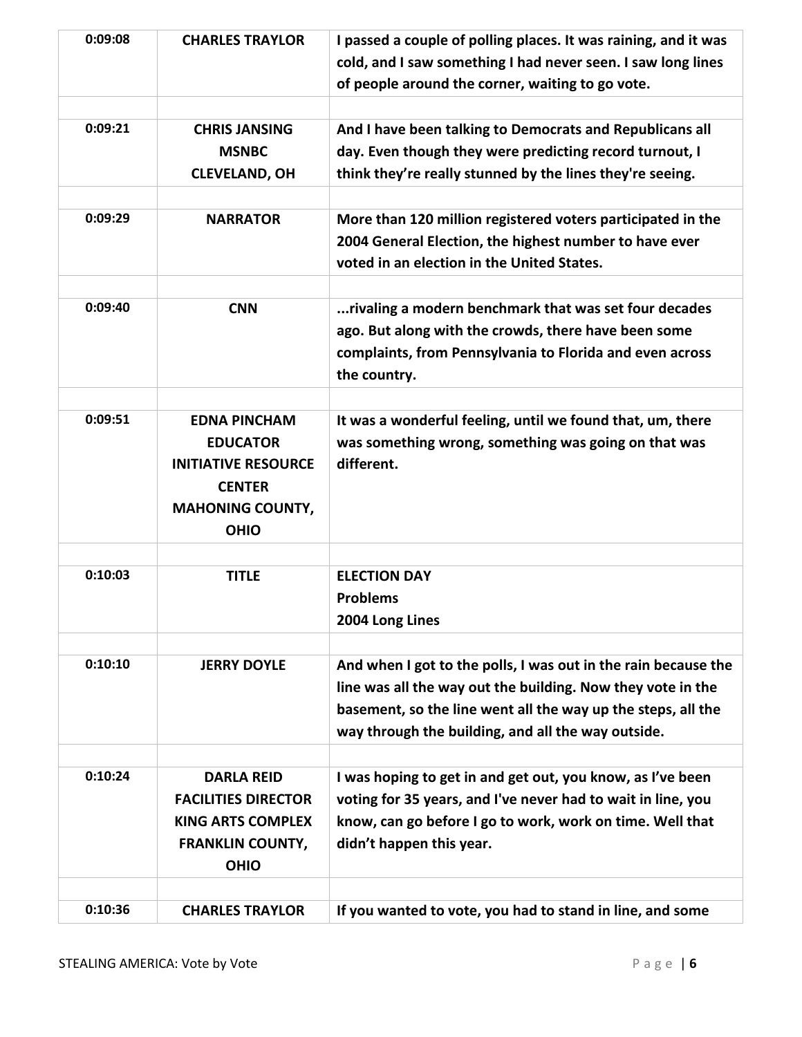| | | |
|---|---|---|
| 0:09:08 | CHARLES TRAYLOR | I passed a couple of polling places. It was raining, and it was cold, and I saw something I had never seen. I saw long lines of people around the corner, waiting to go vote. |
| | | |
| 0:09:21 | CHRIS JANSING MSNBC CLEVELAND, OH | And I have been talking to Democrats and Republicans all day. Even though they were predicting record turnout, I think they're really stunned by the lines they're seeing. |
| | | |
| 0:09:29 | NARRATOR | More than 120 million registered voters participated in the 2004 General Election, the highest number to have ever voted in an election in the United States. |
| | | |
| 0:09:40 | CNN | ...rivaling a modern benchmark that was set four decades ago. But along with the crowds, there have been some complaints, from Pennsylvania to Florida and even across the country. |
| | | |
| 0:09:51 | EDNA PINCHAM EDUCATOR INITIATIVE RESOURCE CENTER MAHONING COUNTY, OHIO | It was a wonderful feeling, until we found that, um, there was something wrong, something was going on that was different. |
| | | |
| 0:10:03 | TITLE | ELECTION DAY Problems 2004 Long Lines |
| | | |
| 0:10:10 | JERRY DOYLE | And when I got to the polls, I was out in the rain because the line was all the way out the building. Now they vote in the basement, so the line went all the way up the steps, all the way through the building, and all the way outside. |
| | | |
| 0:10:24 | DARLA REID FACILITIES DIRECTOR KING ARTS COMPLEX FRANKLIN COUNTY, OHIO | I was hoping to get in and get out, you know, as I've been voting for 35 years, and I've never had to wait in line, you know, can go before I go to work, work on time. Well that didn't happen this year. |
| | | |
| 0:10:36 | CHARLES TRAYLOR | If you wanted to vote, you had to stand in line, and some |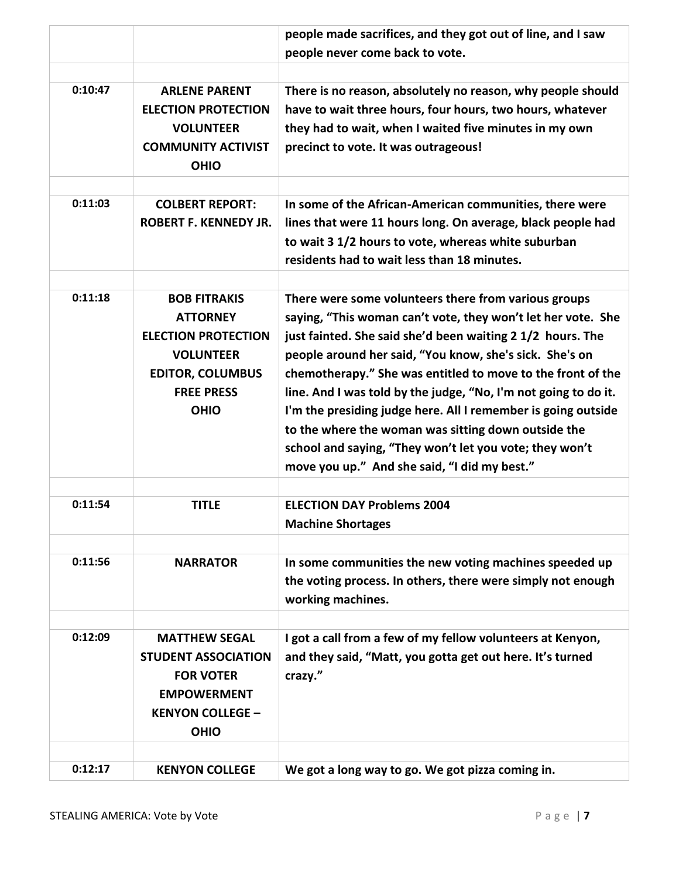| | | |
|---|---|---|
| | | **people made sacrifices, and they got out of line, and I saw people never come back to vote.** |
| **0:10:47** | **ARLENE PARENT ELECTION PROTECTION VOLUNTEER COMMUNITY ACTIVIST OHIO** | **There is no reason, absolutely no reason, why people should have to wait three hours, four hours, two hours, whatever they had to wait, when I waited five minutes in my own precinct to vote. It was outrageous!** |
| **0:11:03** | **COLBERT REPORT: ROBERT F. KENNEDY JR.** | **In some of the African-American communities, there were lines that were 11 hours long. On average, black people had to wait 3 1/2 hours to vote, whereas white suburban residents had to wait less than 18 minutes.** |
| **0:11:18** | **BOB FITRAKIS ATTORNEY ELECTION PROTECTION VOLUNTEER EDITOR, COLUMBUS FREE PRESS OHIO** | **There were some volunteers there from various groups saying, "This woman can't vote, they won't let her vote. She just fainted. She said she'd been waiting 2 1/2 hours. The people around her said, "You know, she's sick. She's on chemotherapy." She was entitled to move to the front of the line. And I was told by the judge, "No, I'm not going to do it. I'm the presiding judge here. All I remember is going outside to the where the woman was sitting down outside the school and saying, "They won't let you vote; they won't move you up." And she said, "I did my best."** |
| **0:11:54** | **TITLE** | **ELECTION DAY Problems 2004 Machine Shortages** |
| **0:11:56** | **NARRATOR** | **In some communities the new voting machines speeded up the voting process. In others, there were simply not enough working machines.** |
| **0:12:09** | **MATTHEW SEGAL STUDENT ASSOCIATION FOR VOTER EMPOWERMENT KENYON COLLEGE – OHIO** | **I got a call from a few of my fellow volunteers at Kenyon, and they said, "Matt, you gotta get out here. It's turned crazy."** |
| **0:12:17** | **KENYON COLLEGE** | **We got a long way to go. We got pizza coming in.** |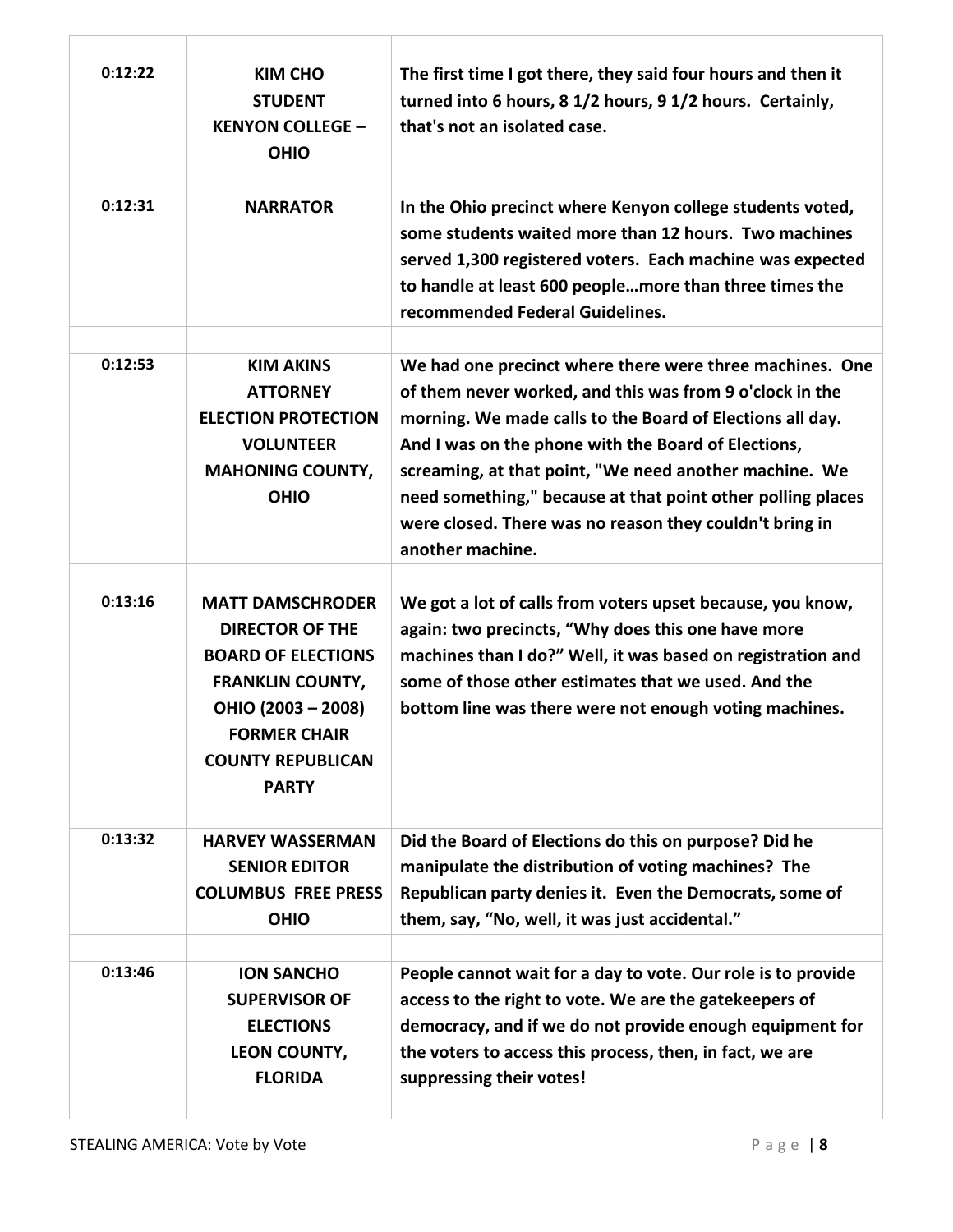| | | |
|---|---|---|
| **0:12:22** | **KIM CHO STUDENT KENYON COLLEGE – OHIO** | **The first time I got there, they said four hours and then it turned into 6 hours, 8 1/2 hours, 9 1/2 hours. Certainly, that's not an isolated case.** |
| | | |
| **0:12:31** | **NARRATOR** | **In the Ohio precinct where Kenyon college students voted, some students waited more than 12 hours. Two machines served 1,300 registered voters. Each machine was expected to handle at least 600 people…more than three times the recommended Federal Guidelines.** |
| | | |
| **0:12:53** | **KIM AKINS ATTORNEY ELECTION PROTECTION VOLUNTEER MAHONING COUNTY, OHIO** | **We had one precinct where there were three machines. One of them never worked, and this was from 9 o'clock in the morning. We made calls to the Board of Elections all day. And I was on the phone with the Board of Elections, screaming, at that point, "We need another machine. We need something," because at that point other polling places were closed. There was no reason they couldn't bring in another machine.** |
| | | |
| **0:13:16** | **MATT DAMSCHRODER DIRECTOR OF THE BOARD OF ELECTIONS FRANKLIN COUNTY, OHIO (2003 – 2008) FORMER CHAIR COUNTY REPUBLICAN PARTY** | **We got a lot of calls from voters upset because, you know, again: two precincts, "Why does this one have more machines than I do?" Well, it was based on registration and some of those other estimates that we used. And the bottom line was there were not enough voting machines.** |
| | | |
| **0:13:32** | **HARVEY WASSERMAN SENIOR EDITOR COLUMBUS FREE PRESS OHIO** | **Did the Board of Elections do this on purpose? Did he manipulate the distribution of voting machines? The Republican party denies it. Even the Democrats, some of them, say, "No, well, it was just accidental."** |
| | | |
| **0:13:46** | **ION SANCHO SUPERVISOR OF ELECTIONS LEON COUNTY, FLORIDA** | **People cannot wait for a day to vote. Our role is to provide access to the right to vote. We are the gatekeepers of democracy, and if we do not provide enough equipment for the voters to access this process, then, in fact, we are suppressing their votes!** |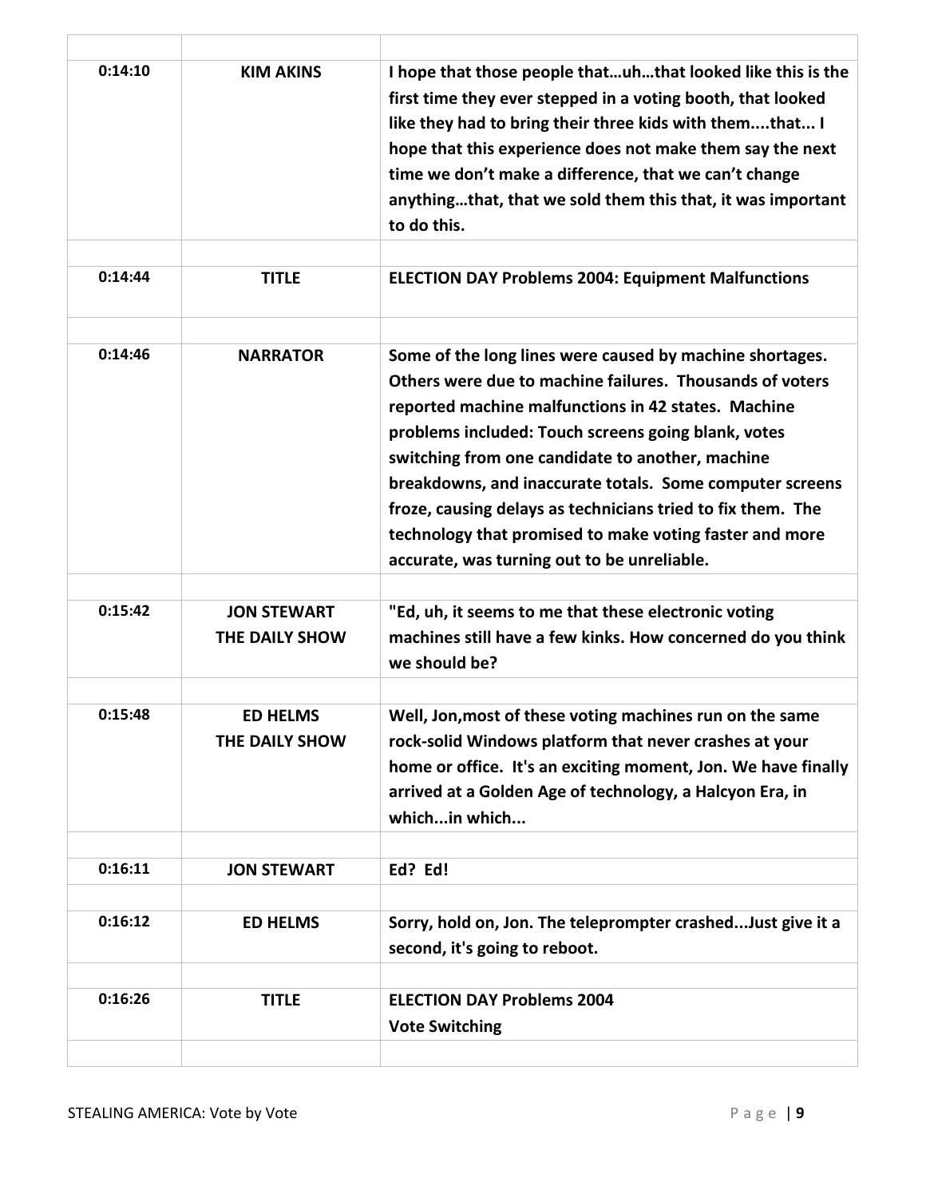| | | |
|---|---|---|
| **0:14:10** | **KIM AKINS** | **I hope that those people that…uh…that looked like this is the first time they ever stepped in a voting booth, that looked like they had to bring their three kids with them....that... I hope that this experience does not make them say the next time we don't make a difference, that we can't change anything…that, that we sold them this that, it was important to do this.** |
| | | |
| **0:14:44** | **TITLE** | **ELECTION DAY Problems 2004: Equipment Malfunctions** |
| | | |
| **0:14:46** | **NARRATOR** | **Some of the long lines were caused by machine shortages. Others were due to machine failures. Thousands of voters reported machine malfunctions in 42 states. Machine problems included: Touch screens going blank, votes switching from one candidate to another, machine breakdowns, and inaccurate totals. Some computer screens froze, causing delays as technicians tried to fix them. The technology that promised to make voting faster and more accurate, was turning out to be unreliable.** |
| | | |
| **0:15:42** | **JON STEWART THE DAILY SHOW** | **"Ed, uh, it seems to me that these electronic voting machines still have a few kinks. How concerned do you think we should be?** |
| | | |
| **0:15:48** | **ED HELMS THE DAILY SHOW** | **Well, Jon,most of these voting machines run on the same rock-solid Windows platform that never crashes at your home or office. It's an exciting moment, Jon. We have finally arrived at a Golden Age of technology, a Halcyon Era, in which...in which...** |
| | | |
| **0:16:11** | **JON STEWART** | **Ed? Ed!** |
| | | |
| **0:16:12** | **ED HELMS** | **Sorry, hold on, Jon. The teleprompter crashed...Just give it a second, it's going to reboot.** |
| | | |
| **0:16:26** | **TITLE** | **ELECTION DAY Problems 2004 Vote Switching** |
| | | |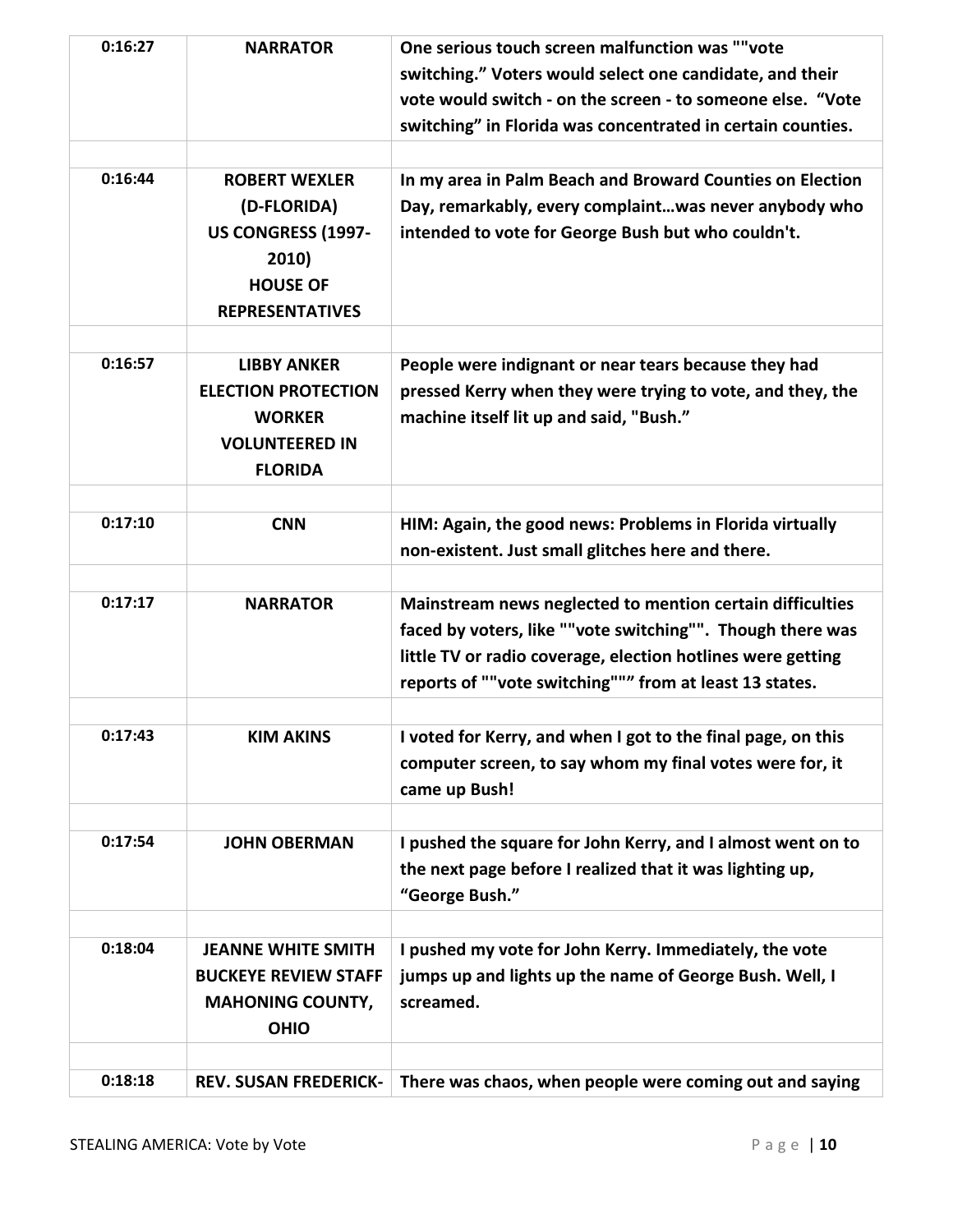| | | |
|---|---|---|
| **0:16:27** | **NARRATOR** | **One serious touch screen malfunction was ""vote switching." Voters would select one candidate, and their vote would switch - on the screen - to someone else. "Vote switching" in Florida was concentrated in certain counties.** |
| | | |
| **0:16:44** | **ROBERT WEXLER (D-FLORIDA) US CONGRESS (1997-2010) HOUSE OF REPRESENTATIVES** | **In my area in Palm Beach and Broward Counties on Election Day, remarkably, every complaint…was never anybody who intended to vote for George Bush but who couldn't.** |
| | | |
| **0:16:57** | **LIBBY ANKER ELECTION PROTECTION WORKER VOLUNTEERED IN FLORIDA** | **People were indignant or near tears because they had pressed Kerry when they were trying to vote, and they, the machine itself lit up and said, "Bush."** |
| | | |
| **0:17:10** | **CNN** | **HIM: Again, the good news: Problems in Florida virtually non-existent. Just small glitches here and there.** |
| | | |
| **0:17:17** | **NARRATOR** | **Mainstream news neglected to mention certain difficulties faced by voters, like ""vote switching"". Though there was little TV or radio coverage, election hotlines were getting reports of ""vote switching""" from at least 13 states.** |
| | | |
| **0:17:43** | **KIM AKINS** | **I voted for Kerry, and when I got to the final page, on this computer screen, to say whom my final votes were for, it came up Bush!** |
| | | |
| **0:17:54** | **JOHN OBERMAN** | **I pushed the square for John Kerry, and I almost went on to the next page before I realized that it was lighting up, "George Bush."** |
| | | |
| **0:18:04** | **JEANNE WHITE SMITH BUCKEYE REVIEW STAFF MAHONING COUNTY, OHIO** | **I pushed my vote for John Kerry. Immediately, the vote jumps up and lights up the name of George Bush. Well, I screamed.** |
| | | |
| **0:18:18** | **REV. SUSAN FREDERICK-** | **There was chaos, when people were coming out and saying** |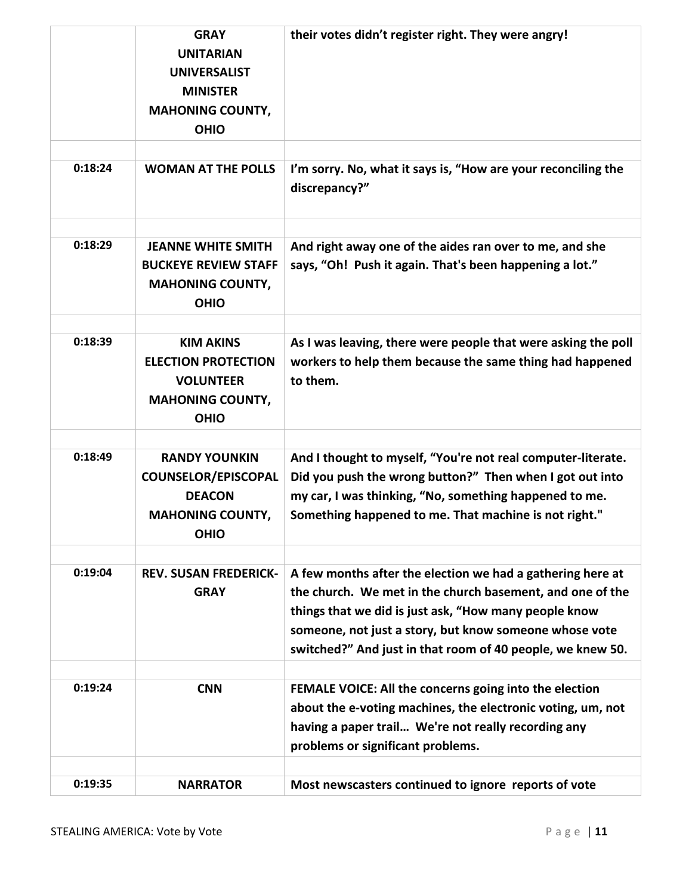| | | |
|---|---|---|
| | **GRAY UNITARIAN UNIVERSALIST MINISTER MAHONING COUNTY, OHIO** | **their votes didn't register right. They were angry!** |
| | | |
| **0:18:24** | **WOMAN AT THE POLLS** | **I'm sorry. No, what it says is, "How are your reconciling the discrepancy?"** |
| | | |
| **0:18:29** | **JEANNE WHITE SMITH BUCKEYE REVIEW STAFF MAHONING COUNTY, OHIO** | **And right away one of the aides ran over to me, and she says, "Oh! Push it again. That's been happening a lot."** |
| | | |
| **0:18:39** | **KIM AKINS ELECTION PROTECTION VOLUNTEER MAHONING COUNTY, OHIO** | **As I was leaving, there were people that were asking the poll workers to help them because the same thing had happened to them.** |
| | | |
| **0:18:49** | **RANDY YOUNKIN COUNSELOR/EPISCOPAL DEACON MAHONING COUNTY, OHIO** | **And I thought to myself, "You're not real computer-literate. Did you push the wrong button?" Then when I got out into my car, I was thinking, "No, something happened to me. Something happened to me. That machine is not right."** |
| | | |
| **0:19:04** | **REV. SUSAN FREDERICK-GRAY** | **A few months after the election we had a gathering here at the church. We met in the church basement, and one of the things that we did is just ask, "How many people know someone, not just a story, but know someone whose vote switched?" And just in that room of 40 people, we knew 50.** |
| | | |
| **0:19:24** | **CNN** | **FEMALE VOICE: All the concerns going into the election about the e-voting machines, the electronic voting, um, not having a paper trail… We're not really recording any problems or significant problems.** |
| | | |
| **0:19:35** | **NARRATOR** | **Most newscasters continued to ignore reports of vote** |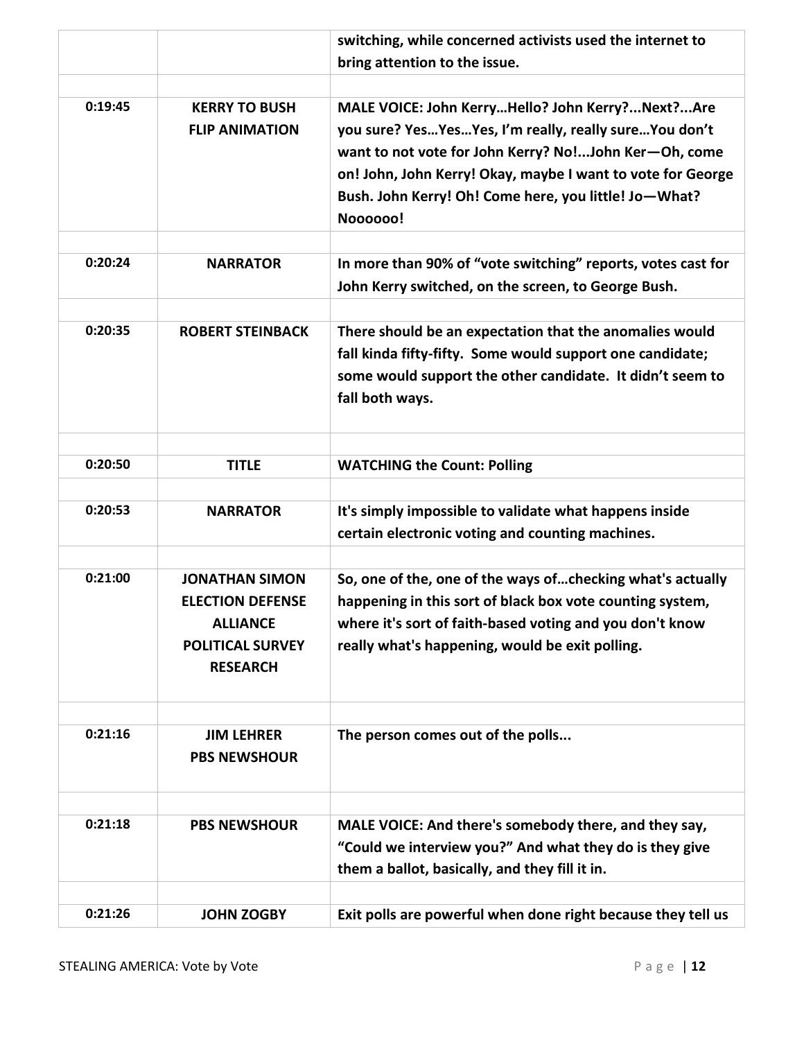| | | |
|---|---|---|
| | | **switching, while concerned activists used the internet to bring attention to the issue.** |
| **0:19:45** | **KERRY TO BUSH FLIP ANIMATION** | **MALE VOICE: John Kerry…Hello? John Kerry?...Next?...Are you sure? Yes…Yes…Yes, I'm really, really sure…You don't want to not vote for John Kerry? No!...John Ker—Oh, come on! John, John Kerry! Okay, maybe I want to vote for George Bush. John Kerry! Oh! Come here, you little! Jo—What? Noooooo!** |
| **0:20:24** | **NARRATOR** | **In more than 90% of "vote switching" reports, votes cast for John Kerry switched, on the screen, to George Bush.** |
| **0:20:35** | **ROBERT STEINBACK** | **There should be an expectation that the anomalies would fall kinda fifty-fifty. Some would support one candidate; some would support the other candidate. It didn't seem to fall both ways.** |
| **0:20:50** | **TITLE** | **WATCHING the Count: Polling** |
| **0:20:53** | **NARRATOR** | **It's simply impossible to validate what happens inside certain electronic voting and counting machines.** |
| **0:21:00** | **JONATHAN SIMON ELECTION DEFENSE ALLIANCE POLITICAL SURVEY RESEARCH** | **So, one of the, one of the ways of…checking what's actually happening in this sort of black box vote counting system, where it's sort of faith-based voting and you don't know really what's happening, would be exit polling.** |
| **0:21:16** | **JIM LEHRER PBS NEWSHOUR** | **The person comes out of the polls...** |
| **0:21:18** | **PBS NEWSHOUR** | **MALE VOICE: And there's somebody there, and they say, "Could we interview you?" And what they do is they give them a ballot, basically, and they fill it in.** |
| **0:21:26** | **JOHN ZOGBY** | **Exit polls are powerful when done right because they tell us** |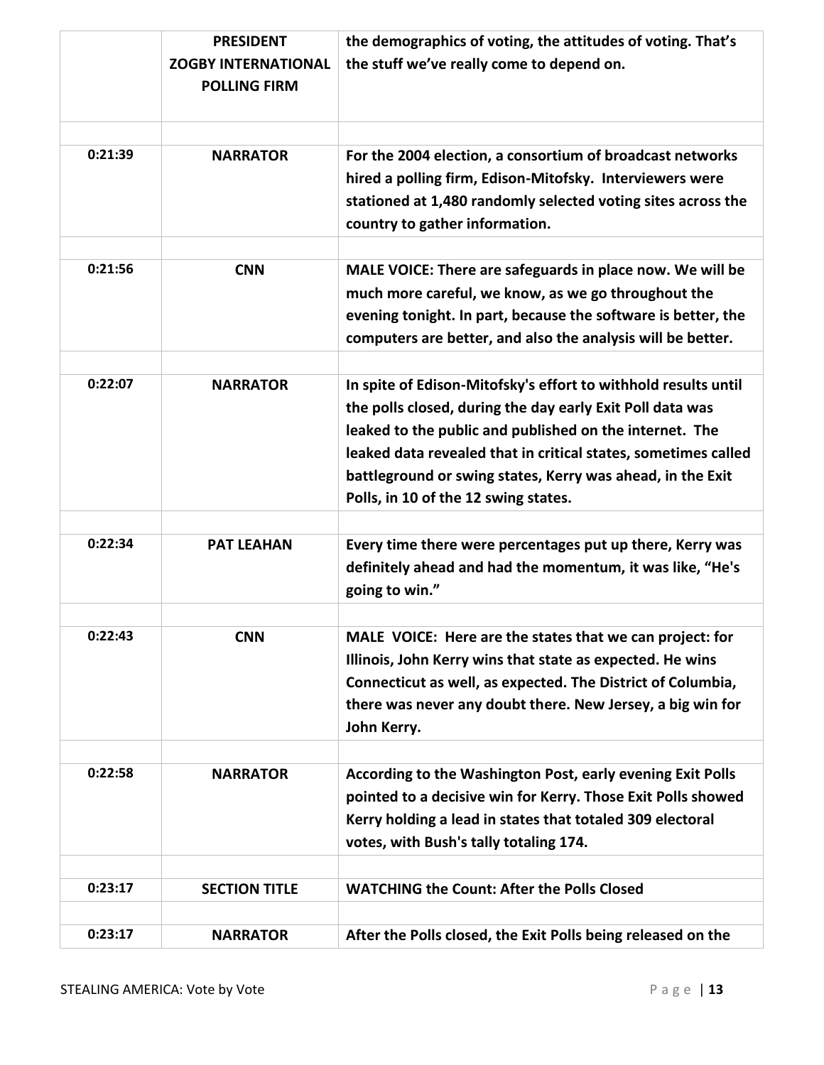| | | |
|---|---|---|
| | **PRESIDENT ZOGBY INTERNATIONAL POLLING FIRM** | **the demographics of voting, the attitudes of voting. That's the stuff we've really come to depend on.** |
| | | |
| **0:21:39** | **NARRATOR** | **For the 2004 election, a consortium of broadcast networks hired a polling firm, Edison-Mitofsky. Interviewers were stationed at 1,480 randomly selected voting sites across the country to gather information.** |
| | | |
| **0:21:56** | **CNN** | **MALE VOICE: There are safeguards in place now. We will be much more careful, we know, as we go throughout the evening tonight. In part, because the software is better, the computers are better, and also the analysis will be better.** |
| | | |
| **0:22:07** | **NARRATOR** | **In spite of Edison-Mitofsky's effort to withhold results until the polls closed, during the day early Exit Poll data was leaked to the public and published on the internet. The leaked data revealed that in critical states, sometimes called battleground or swing states, Kerry was ahead, in the Exit Polls, in 10 of the 12 swing states.** |
| | | |
| **0:22:34** | **PAT LEAHAN** | **Every time there were percentages put up there, Kerry was definitely ahead and had the momentum, it was like, "He's going to win."** |
| | | |
| **0:22:43** | **CNN** | **MALE VOICE: Here are the states that we can project: for Illinois, John Kerry wins that state as expected. He wins Connecticut as well, as expected. The District of Columbia, there was never any doubt there. New Jersey, a big win for John Kerry.** |
| | | |
| **0:22:58** | **NARRATOR** | **According to the Washington Post, early evening Exit Polls pointed to a decisive win for Kerry. Those Exit Polls showed Kerry holding a lead in states that totaled 309 electoral votes, with Bush's tally totaling 174.** |
| | | |
| **0:23:17** | **SECTION TITLE** | **WATCHING the Count: After the Polls Closed** |
| | | |
| **0:23:17** | **NARRATOR** | **After the Polls closed, the Exit Polls being released on the** |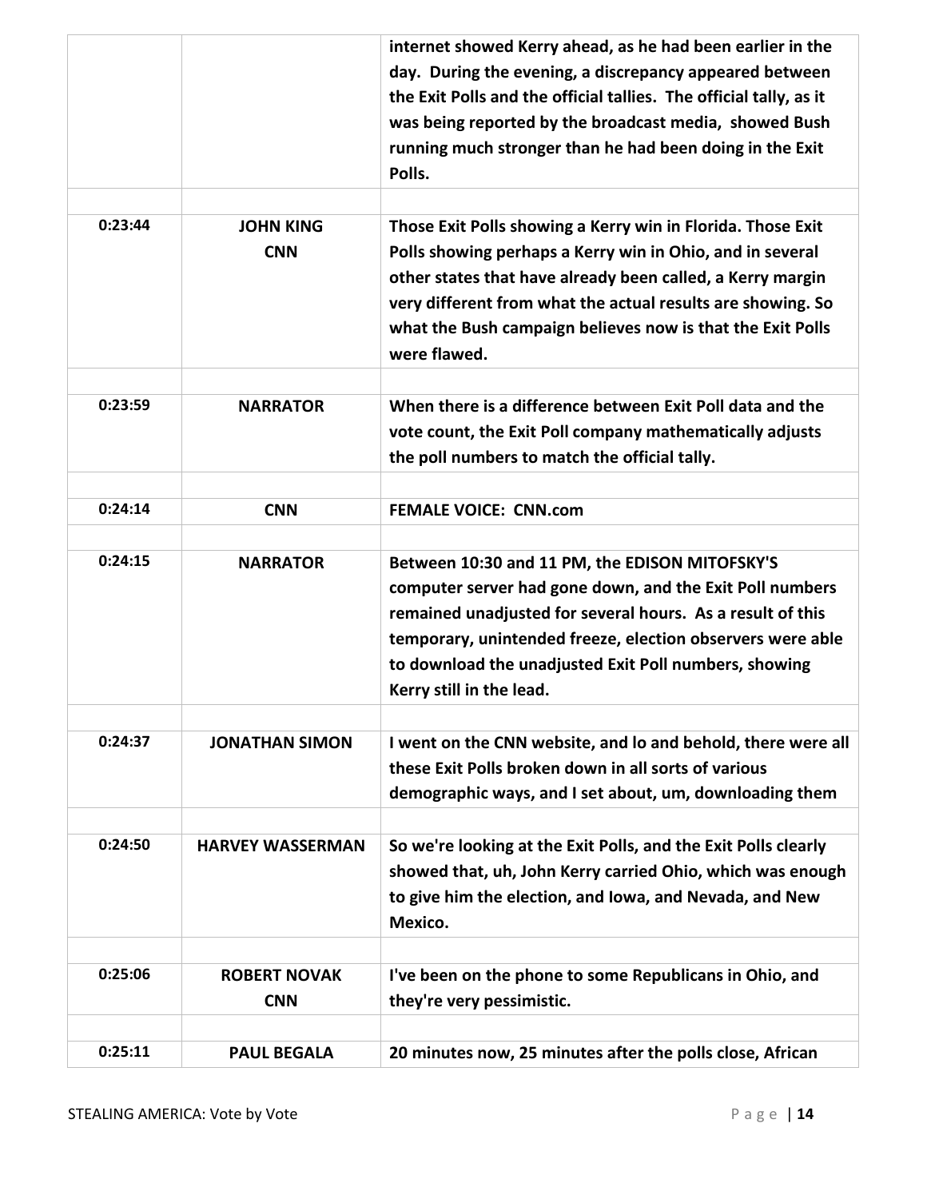| | | |
|---|---|---|
| | | internet showed Kerry ahead, as he had been earlier in the day. During the evening, a discrepancy appeared between the Exit Polls and the official tallies. The official tally, as it was being reported by the broadcast media, showed Bush running much stronger than he had been doing in the Exit Polls. |
| | | |
| 0:23:44 | JOHN KING CNN | Those Exit Polls showing a Kerry win in Florida. Those Exit Polls showing perhaps a Kerry win in Ohio, and in several other states that have already been called, a Kerry margin very different from what the actual results are showing. So what the Bush campaign believes now is that the Exit Polls were flawed. |
| | | |
| 0:23:59 | NARRATOR | When there is a difference between Exit Poll data and the vote count, the Exit Poll company mathematically adjusts the poll numbers to match the official tally. |
| | | |
| 0:24:14 | CNN | FEMALE VOICE: CNN.com |
| | | |
| 0:24:15 | NARRATOR | Between 10:30 and 11 PM, the EDISON MITOFSKY'S computer server had gone down, and the Exit Poll numbers remained unadjusted for several hours. As a result of this temporary, unintended freeze, election observers were able to download the unadjusted Exit Poll numbers, showing Kerry still in the lead. |
| | | |
| 0:24:37 | JONATHAN SIMON | I went on the CNN website, and lo and behold, there were all these Exit Polls broken down in all sorts of various demographic ways, and I set about, um, downloading them |
| | | |
| 0:24:50 | HARVEY WASSERMAN | So we're looking at the Exit Polls, and the Exit Polls clearly showed that, uh, John Kerry carried Ohio, which was enough to give him the election, and Iowa, and Nevada, and New Mexico. |
| | | |
| 0:25:06 | ROBERT NOVAK CNN | I've been on the phone to some Republicans in Ohio, and they're very pessimistic. |
| | | |
| 0:25:11 | PAUL BEGALA | 20 minutes now, 25 minutes after the polls close, African |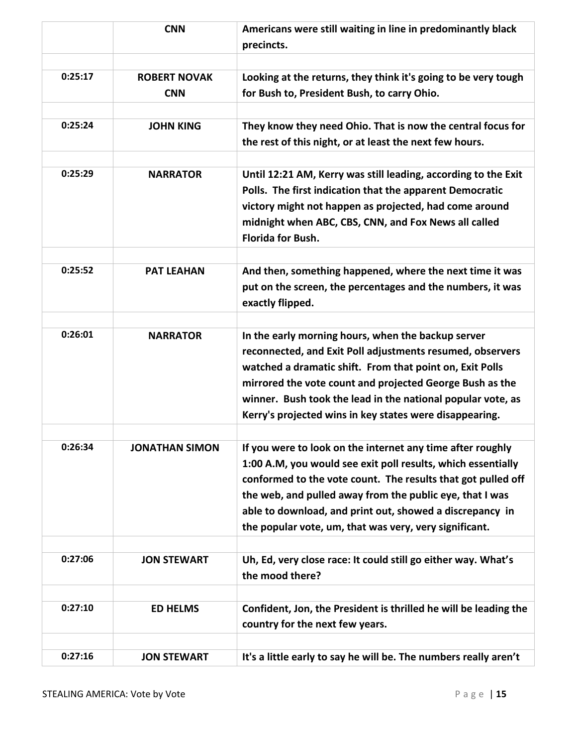| | | |
|---|---|---|
| | **CNN** | **Americans were still waiting in line in predominantly black precincts.** |
| | | |
| **0:25:17** | **ROBERT NOVAK CNN** | **Looking at the returns, they think it's going to be very tough for Bush to, President Bush, to carry Ohio.** |
| | | |
| **0:25:24** | **JOHN KING** | **They know they need Ohio. That is now the central focus for the rest of this night, or at least the next few hours.** |
| | | |
| **0:25:29** | **NARRATOR** | **Until 12:21 AM, Kerry was still leading, according to the Exit Polls. The first indication that the apparent Democratic victory might not happen as projected, had come around midnight when ABC, CBS, CNN, and Fox News all called Florida for Bush.** |
| | | |
| **0:25:52** | **PAT LEAHAN** | **And then, something happened, where the next time it was put on the screen, the percentages and the numbers, it was exactly flipped.** |
| | | |
| **0:26:01** | **NARRATOR** | **In the early morning hours, when the backup server reconnected, and Exit Poll adjustments resumed, observers watched a dramatic shift. From that point on, Exit Polls mirrored the vote count and projected George Bush as the winner. Bush took the lead in the national popular vote, as Kerry's projected wins in key states were disappearing.** |
| | | |
| **0:26:34** | **JONATHAN SIMON** | **If you were to look on the internet any time after roughly 1:00 A.M, you would see exit poll results, which essentially conformed to the vote count. The results that got pulled off the web, and pulled away from the public eye, that I was able to download, and print out, showed a discrepancy in the popular vote, um, that was very, very significant.** |
| | | |
| **0:27:06** | **JON STEWART** | **Uh, Ed, very close race: It could still go either way. What's the mood there?** |
| | | |
| **0:27:10** | **ED HELMS** | **Confident, Jon, the President is thrilled he will be leading the country for the next few years.** |
| | | |
| **0:27:16** | **JON STEWART** | **It's a little early to say he will be. The numbers really aren't** |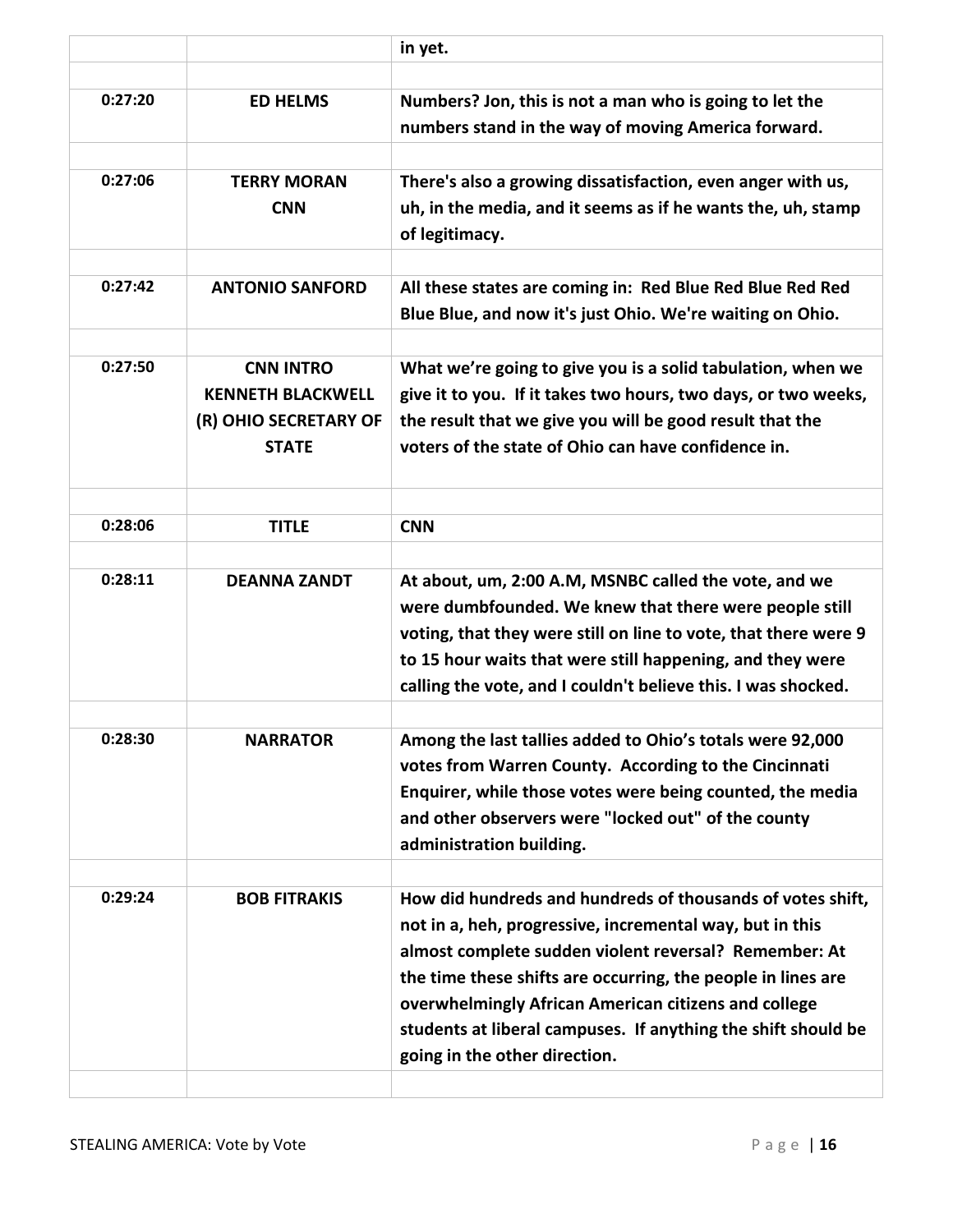| | | |
|---|---|---|
| | | **in yet.** |
| | | |
| **0:27:20** | **ED HELMS** | **Numbers? Jon, this is not a man who is going to let the numbers stand in the way of moving America forward.** |
| | | |
| **0:27:06** | **TERRY MORAN CNN** | **There's also a growing dissatisfaction, even anger with us, uh, in the media, and it seems as if he wants the, uh, stamp of legitimacy.** |
| | | |
| **0:27:42** | **ANTONIO SANFORD** | **All these states are coming in: Red Blue Red Blue Red Red Blue Blue, and now it's just Ohio. We're waiting on Ohio.** |
| | | |
| **0:27:50** | **CNN INTRO KENNETH BLACKWELL (R) OHIO SECRETARY OF STATE** | **What we're going to give you is a solid tabulation, when we give it to you. If it takes two hours, two days, or two weeks, the result that we give you will be good result that the voters of the state of Ohio can have confidence in.** |
| | | |
| **0:28:06** | **TITLE** | **CNN** |
| | | |
| **0:28:11** | **DEANNA ZANDT** | **At about, um, 2:00 A.M, MSNBC called the vote, and we were dumbfounded. We knew that there were people still voting, that they were still on line to vote, that there were 9 to 15 hour waits that were still happening, and they were calling the vote, and I couldn't believe this. I was shocked.** |
| | | |
| **0:28:30** | **NARRATOR** | **Among the last tallies added to Ohio's totals were 92,000 votes from Warren County. According to the Cincinnati Enquirer, while those votes were being counted, the media and other observers were "locked out" of the county administration building.** |
| | | |
| **0:29:24** | **BOB FITRAKIS** | **How did hundreds and hundreds of thousands of votes shift, not in a, heh, progressive, incremental way, but in this almost complete sudden violent reversal? Remember: At the time these shifts are occurring, the people in lines are overwhelmingly African American citizens and college students at liberal campuses. If anything the shift should be going in the other direction.** |
| | | |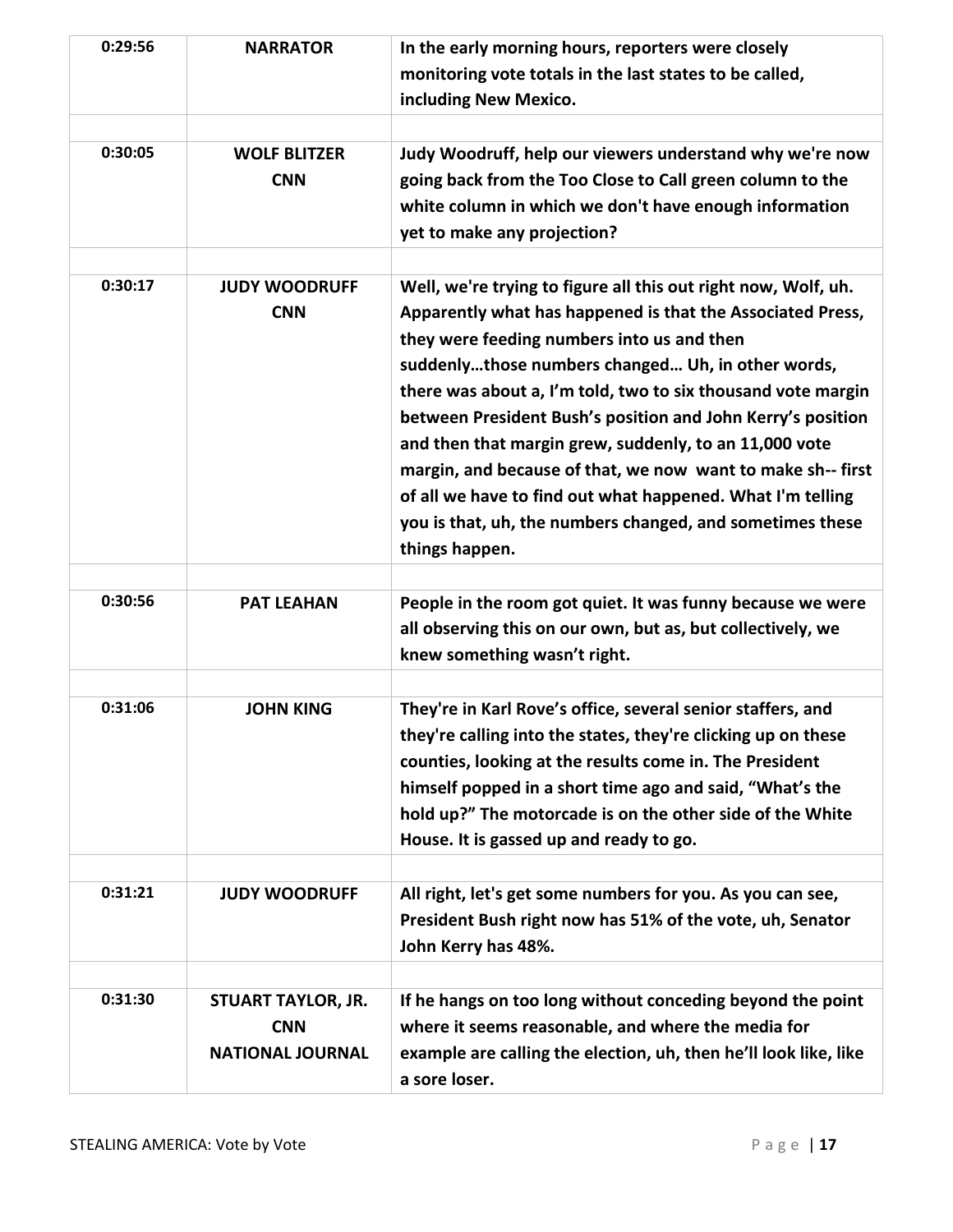| | | |
|---|---|---|
| **0:29:56** | **NARRATOR** | **In the early morning hours, reporters were closely monitoring vote totals in the last states to be called, including New Mexico.** |
| | | |
| **0:30:05** | **WOLF BLITZER**<br>**CNN** | **Judy Woodruff, help our viewers understand why we're now going back from the Too Close to Call green column to the white column in which we don't have enough information yet to make any projection?** |
| | | |
| **0:30:17** | **JUDY WOODRUFF**<br>**CNN** | **Well, we're trying to figure all this out right now, Wolf, uh. Apparently what has happened is that the Associated Press, they were feeding numbers into us and then suddenly…those numbers changed… Uh, in other words, there was about a, I'm told, two to six thousand vote margin between President Bush's position and John Kerry's position and then that margin grew, suddenly, to an 11,000 vote margin, and because of that, we now want to make sh-- first of all we have to find out what happened. What I'm telling you is that, uh, the numbers changed, and sometimes these things happen.** |
| | | |
| **0:30:56** | **PAT LEAHAN** | **People in the room got quiet. It was funny because we were all observing this on our own, but as, but collectively, we knew something wasn't right.** |
| | | |
| **0:31:06** | **JOHN KING** | **They're in Karl Rove's office, several senior staffers, and they're calling into the states, they're clicking up on these counties, looking at the results come in. The President himself popped in a short time ago and said, "What's the hold up?" The motorcade is on the other side of the White House. It is gassed up and ready to go.** |
| | | |
| **0:31:21** | **JUDY WOODRUFF** | **All right, let's get some numbers for you. As you can see, President Bush right now has 51% of the vote, uh, Senator John Kerry has 48%.** |
| | | |
| **0:31:30** | **STUART TAYLOR, JR.**<br>**CNN**<br>**NATIONAL JOURNAL** | **If he hangs on too long without conceding beyond the point where it seems reasonable, and where the media for example are calling the election, uh, then he'll look like, like a sore loser.** |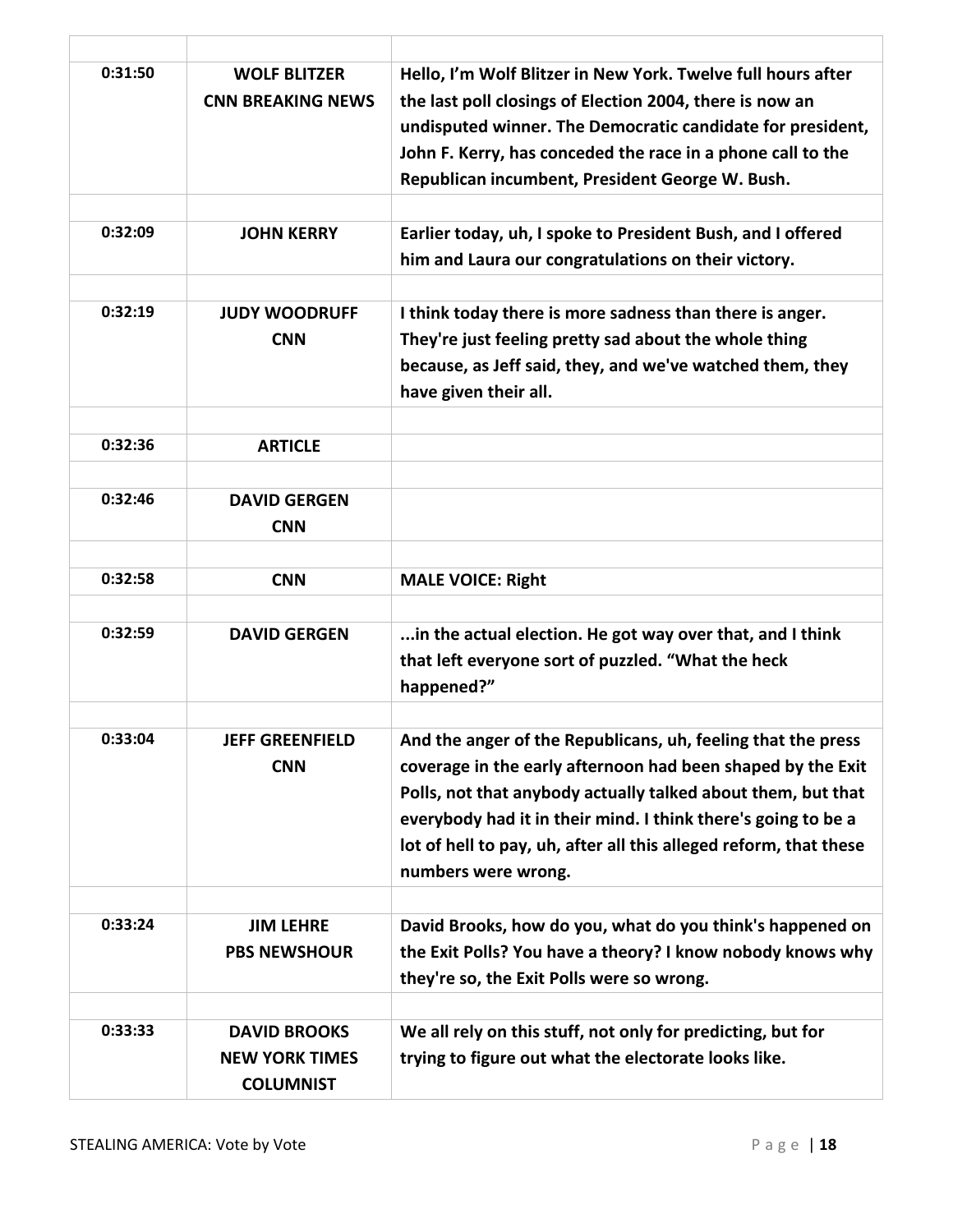| | | |
|---|---|---|
| 0:31:50 | WOLF BLITZER<br>CNN BREAKING NEWS | Hello, I'm Wolf Blitzer in New York. Twelve full hours after the last poll closings of Election 2004, there is now an undisputed winner. The Democratic candidate for president, John F. Kerry, has conceded the race in a phone call to the Republican incumbent, President George W. Bush. |
| | | |
| 0:32:09 | JOHN KERRY | Earlier today, uh, I spoke to President Bush, and I offered him and Laura our congratulations on their victory. |
| | | |
| 0:32:19 | JUDY WOODRUFF<br>CNN | I think today there is more sadness than there is anger. They're just feeling pretty sad about the whole thing because, as Jeff said, they, and we've watched them, they have given their all. |
| | | |
| 0:32:36 | ARTICLE | |
| | | |
| 0:32:46 | DAVID GERGEN<br>CNN | |
| | | |
| 0:32:58 | CNN | MALE VOICE: Right |
| | | |
| 0:32:59 | DAVID GERGEN | ...in the actual election. He got way over that, and I think that left everyone sort of puzzled. "What the heck happened?" |
| | | |
| 0:33:04 | JEFF GREENFIELD<br>CNN | And the anger of the Republicans, uh, feeling that the press coverage in the early afternoon had been shaped by the Exit Polls, not that anybody actually talked about them, but that everybody had it in their mind. I think there's going to be a lot of hell to pay, uh, after all this alleged reform, that these numbers were wrong. |
| | | |
| 0:33:24 | JIM LEHRE<br>PBS NEWSHOUR | David Brooks, how do you, what do you think's happened on the Exit Polls? You have a theory? I know nobody knows why they're so, the Exit Polls were so wrong. |
| | | |
| 0:33:33 | DAVID BROOKS<br>NEW YORK TIMES<br>COLUMNIST | We all rely on this stuff, not only for predicting, but for trying to figure out what the electorate looks like. |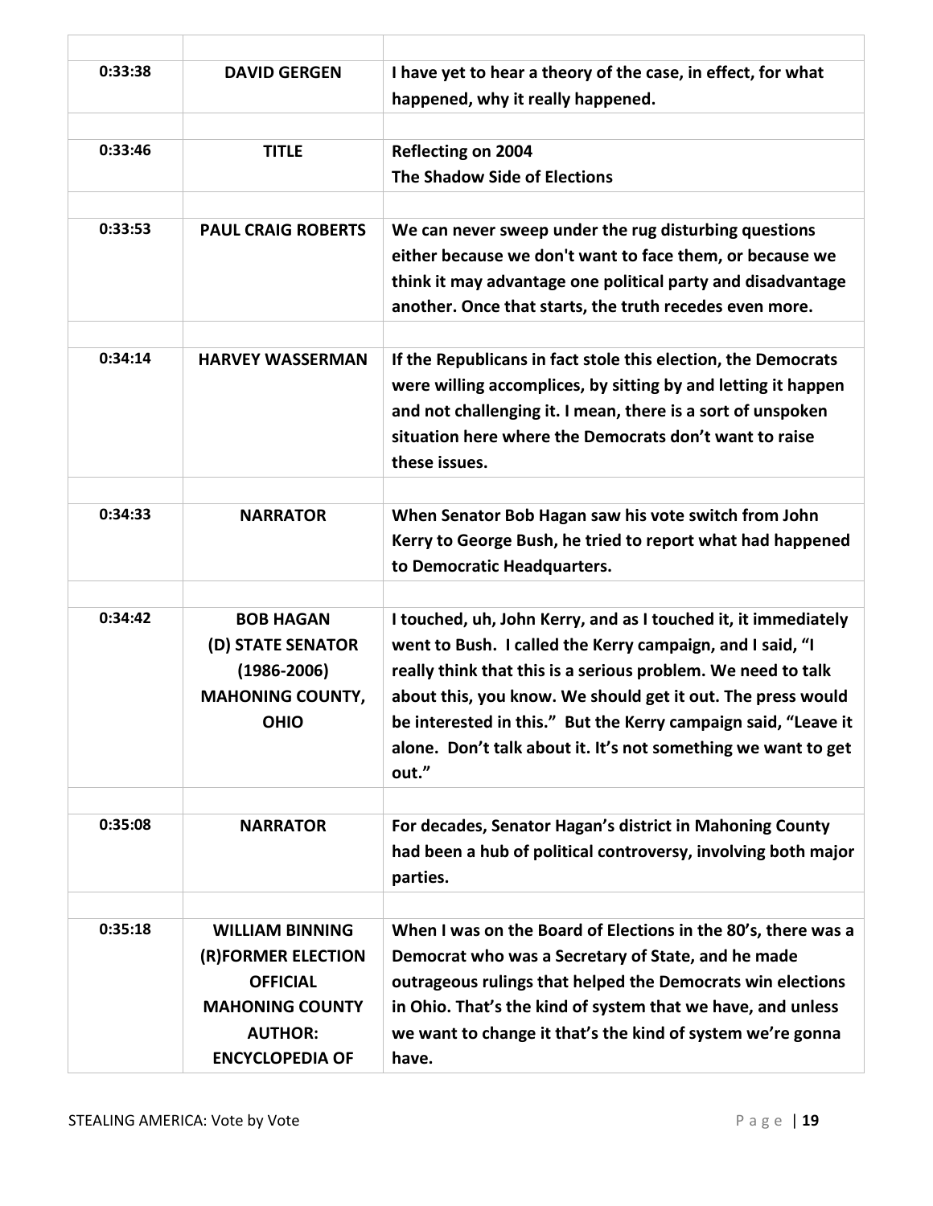| | | |
|---|---|---|
| **0:33:38** | **DAVID GERGEN** | **I have yet to hear a theory of the case, in effect, for what happened, why it really happened.** |
| | | |
| **0:33:46** | **TITLE** | **Reflecting on 2004**<br>**The Shadow Side of Elections** |
| | | |
| **0:33:53** | **PAUL CRAIG ROBERTS** | **We can never sweep under the rug disturbing questions either because we don't want to face them, or because we think it may advantage one political party and disadvantage another. Once that starts, the truth recedes even more.** |
| | | |
| **0:34:14** | **HARVEY WASSERMAN** | **If the Republicans in fact stole this election, the Democrats were willing accomplices, by sitting by and letting it happen and not challenging it. I mean, there is a sort of unspoken situation here where the Democrats don't want to raise these issues.** |
| | | |
| **0:34:33** | **NARRATOR** | **When Senator Bob Hagan saw his vote switch from John Kerry to George Bush, he tried to report what had happened to Democratic Headquarters.** |
| | | |
| **0:34:42** | **BOB HAGAN**<br>**(D) STATE SENATOR**<br>**(1986-2006)**<br>**MAHONING COUNTY, OHIO** | **I touched, uh, John Kerry, and as I touched it, it immediately went to Bush. I called the Kerry campaign, and I said, "I really think that this is a serious problem. We need to talk about this, you know. We should get it out. The press would be interested in this." But the Kerry campaign said, "Leave it alone. Don't talk about it. It's not something we want to get out."** |
| | | |
| **0:35:08** | **NARRATOR** | **For decades, Senator Hagan's district in Mahoning County had been a hub of political controversy, involving both major parties.** |
| | | |
| **0:35:18** | **WILLIAM BINNING**<br>**(R)FORMER ELECTION OFFICIAL**<br>**MAHONING COUNTY**<br>**AUTHOR:**<br>**ENCYCLOPEDIA OF** | **When I was on the Board of Elections in the 80's, there was a Democrat who was a Secretary of State, and he made outrageous rulings that helped the Democrats win elections in Ohio. That's the kind of system that we have, and unless we want to change it that's the kind of system we're gonna have.** |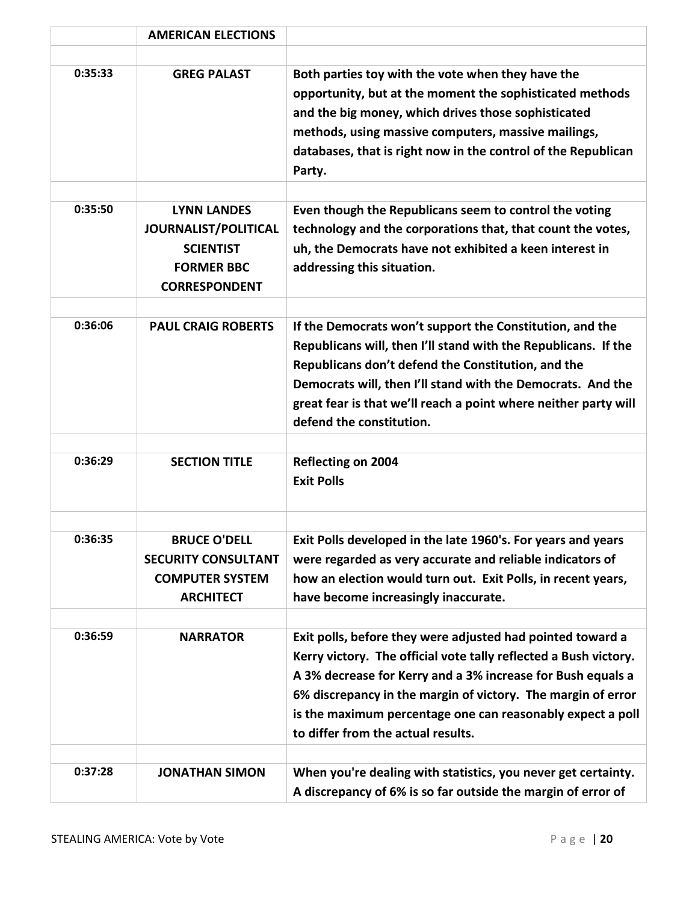| | **AMERICAN ELECTIONS** | |
|---|---|---|
| | | |
| **0:35:33** | **GREG PALAST** | **Both parties toy with the vote when they have the opportunity, but at the moment the sophisticated methods and the big money, which drives those sophisticated methods, using massive computers, massive mailings, databases, that is right now in the control of the Republican Party.** |
| | | |
| **0:35:50** | **LYNN LANDES JOURNALIST/POLITICAL SCIENTIST FORMER BBC CORRESPONDENT** | **Even though the Republicans seem to control the voting technology and the corporations that, that count the votes, uh, the Democrats have not exhibited a keen interest in addressing this situation.** |
| | | |
| **0:36:06** | **PAUL CRAIG ROBERTS** | **If the Democrats won't support the Constitution, and the Republicans will, then I'll stand with the Republicans. If the Republicans don't defend the Constitution, and the Democrats will, then I'll stand with the Democrats. And the great fear is that we'll reach a point where neither party will defend the constitution.** |
| | | |
| **0:36:29** | **SECTION TITLE** | **Reflecting on 2004**<br>**Exit Polls** |
| | | |
| **0:36:35** | **BRUCE O'DELL SECURITY CONSULTANT COMPUTER SYSTEM ARCHITECT** | **Exit Polls developed in the late 1960's. For years and years were regarded as very accurate and reliable indicators of how an election would turn out. Exit Polls, in recent years, have become increasingly inaccurate.** |
| | | |
| **0:36:59** | **NARRATOR** | **Exit polls, before they were adjusted had pointed toward a Kerry victory. The official vote tally reflected a Bush victory. A 3% decrease for Kerry and a 3% increase for Bush equals a 6% discrepancy in the margin of victory. The margin of error is the maximum percentage one can reasonably expect a poll to differ from the actual results.** |
| | | |
| **0:37:28** | **JONATHAN SIMON** | **When you're dealing with statistics, you never get certainty. A discrepancy of 6% is so far outside the margin of error of** |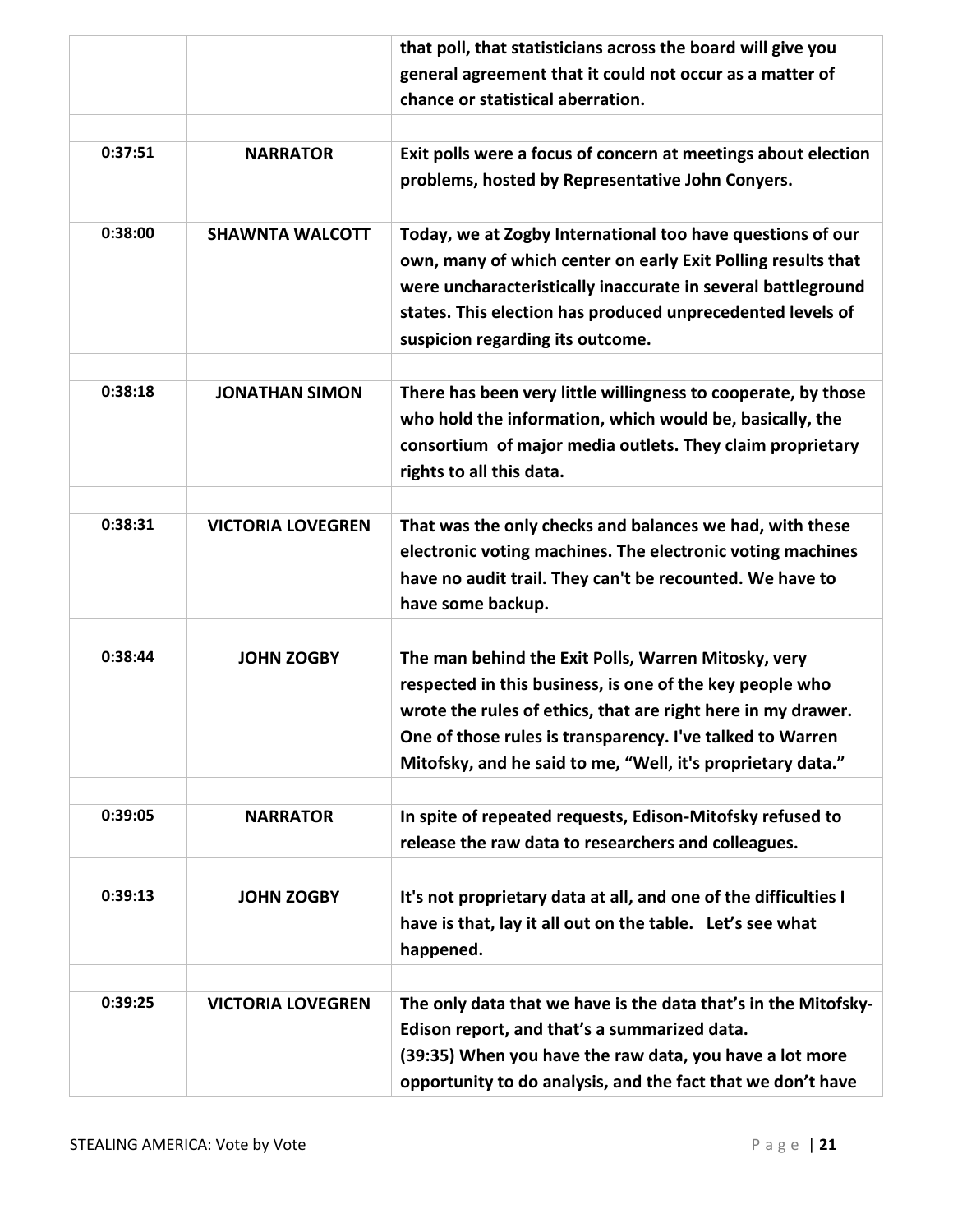| | | |
|---|---|---|
| | | **that poll, that statisticians across the board will give you general agreement that it could not occur as a matter of chance or statistical aberration.** |
| | | |
| **0:37:51** | **NARRATOR** | **Exit polls were a focus of concern at meetings about election problems, hosted by Representative John Conyers.** |
| | | |
| **0:38:00** | **SHAWNTA WALCOTT** | **Today, we at Zogby International too have questions of our own, many of which center on early Exit Polling results that were uncharacteristically inaccurate in several battleground states. This election has produced unprecedented levels of suspicion regarding its outcome.** |
| | | |
| **0:38:18** | **JONATHAN SIMON** | **There has been very little willingness to cooperate, by those who hold the information, which would be, basically, the consortium of major media outlets. They claim proprietary rights to all this data.** |
| | | |
| **0:38:31** | **VICTORIA LOVEGREN** | **That was the only checks and balances we had, with these electronic voting machines. The electronic voting machines have no audit trail. They can't be recounted. We have to have some backup.** |
| | | |
| **0:38:44** | **JOHN ZOGBY** | **The man behind the Exit Polls, Warren Mitosky, very respected in this business, is one of the key people who wrote the rules of ethics, that are right here in my drawer. One of those rules is transparency. I've talked to Warren Mitofsky, and he said to me, "Well, it's proprietary data."** |
| | | |
| **0:39:05** | **NARRATOR** | **In spite of repeated requests, Edison-Mitofsky refused to release the raw data to researchers and colleagues.** |
| | | |
| **0:39:13** | **JOHN ZOGBY** | **It's not proprietary data at all, and one of the difficulties I have is that, lay it all out on the table. Let's see what happened.** |
| | | |
| **0:39:25** | **VICTORIA LOVEGREN** | **The only data that we have is the data that's in the Mitofsky-Edison report, and that's a summarized data.** **(39:35) When you have the raw data, you have a lot more opportunity to do analysis, and the fact that we don't have** |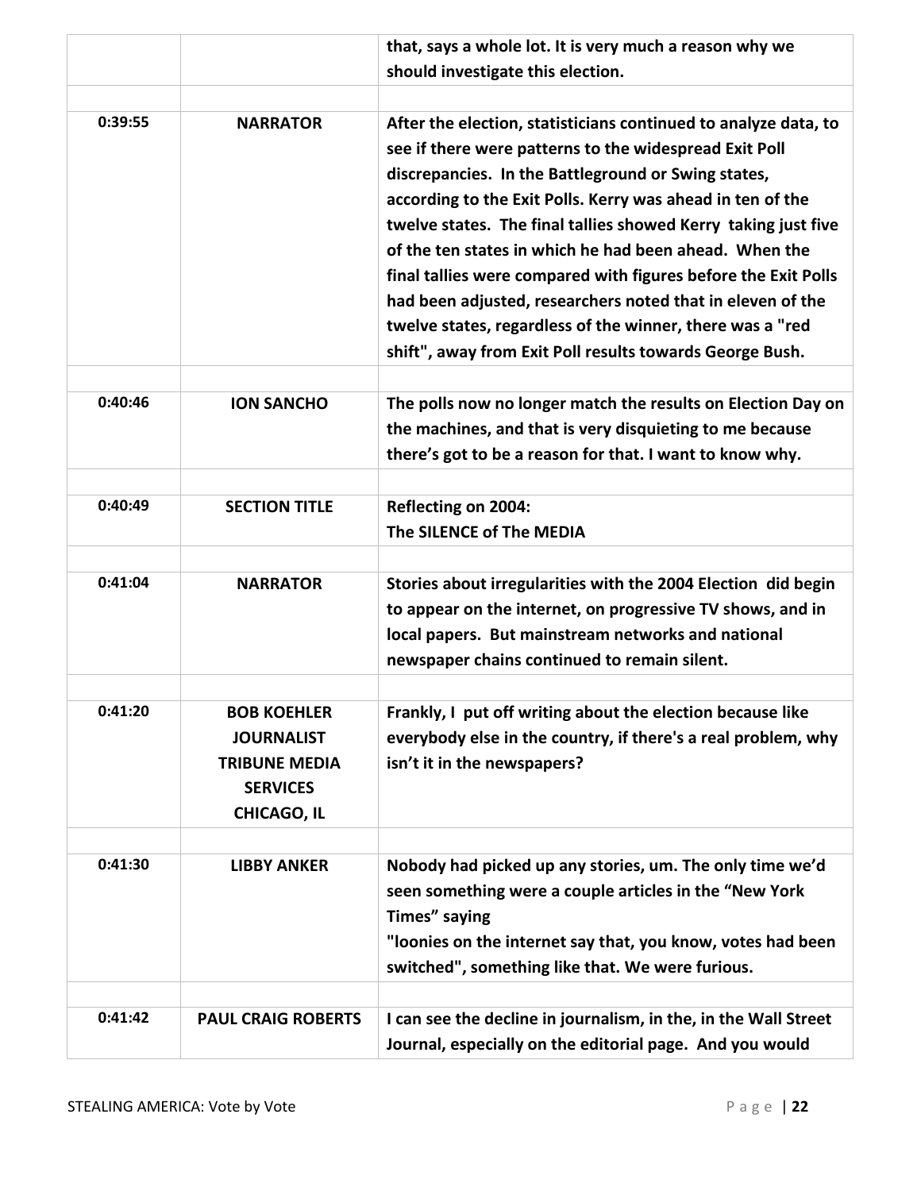| | | |
|---|---|---|
| | | **that, says a whole lot. It is very much a reason why we should investigate this election.** |
| | | |
| **0:39:55** | **NARRATOR** | **After the election, statisticians continued to analyze data, to see if there were patterns to the widespread Exit Poll discrepancies. In the Battleground or Swing states, according to the Exit Polls. Kerry was ahead in ten of the twelve states. The final tallies showed Kerry taking just five of the ten states in which he had been ahead. When the final tallies were compared with figures before the Exit Polls had been adjusted, researchers noted that in eleven of the twelve states, regardless of the winner, there was a "red shift", away from Exit Poll results towards George Bush.** |
| | | |
| **0:40:46** | **ION SANCHO** | **The polls now no longer match the results on Election Day on the machines, and that is very disquieting to me because there's got to be a reason for that. I want to know why.** |
| | | |
| **0:40:49** | **SECTION TITLE** | **Reflecting on 2004:<br>The SILENCE of The MEDIA** |
| | | |
| **0:41:04** | **NARRATOR** | **Stories about irregularities with the 2004 Election did begin to appear on the internet, on progressive TV shows, and in local papers. But mainstream networks and national newspaper chains continued to remain silent.** |
| | | |
| **0:41:20** | **BOB KOEHLER<br>JOURNALIST<br>TRIBUNE MEDIA SERVICES<br>CHICAGO, IL** | **Frankly, I put off writing about the election because like everybody else in the country, if there's a real problem, why isn't it in the newspapers?** |
| | | |
| **0:41:30** | **LIBBY ANKER** | **Nobody had picked up any stories, um. The only time we'd seen something were a couple articles in the "New York Times" saying<br>"loonies on the internet say that, you know, votes had been switched", something like that. We were furious.** |
| | | |
| **0:41:42** | **PAUL CRAIG ROBERTS** | **I can see the decline in journalism, in the, in the Wall Street Journal, especially on the editorial page. And you would** |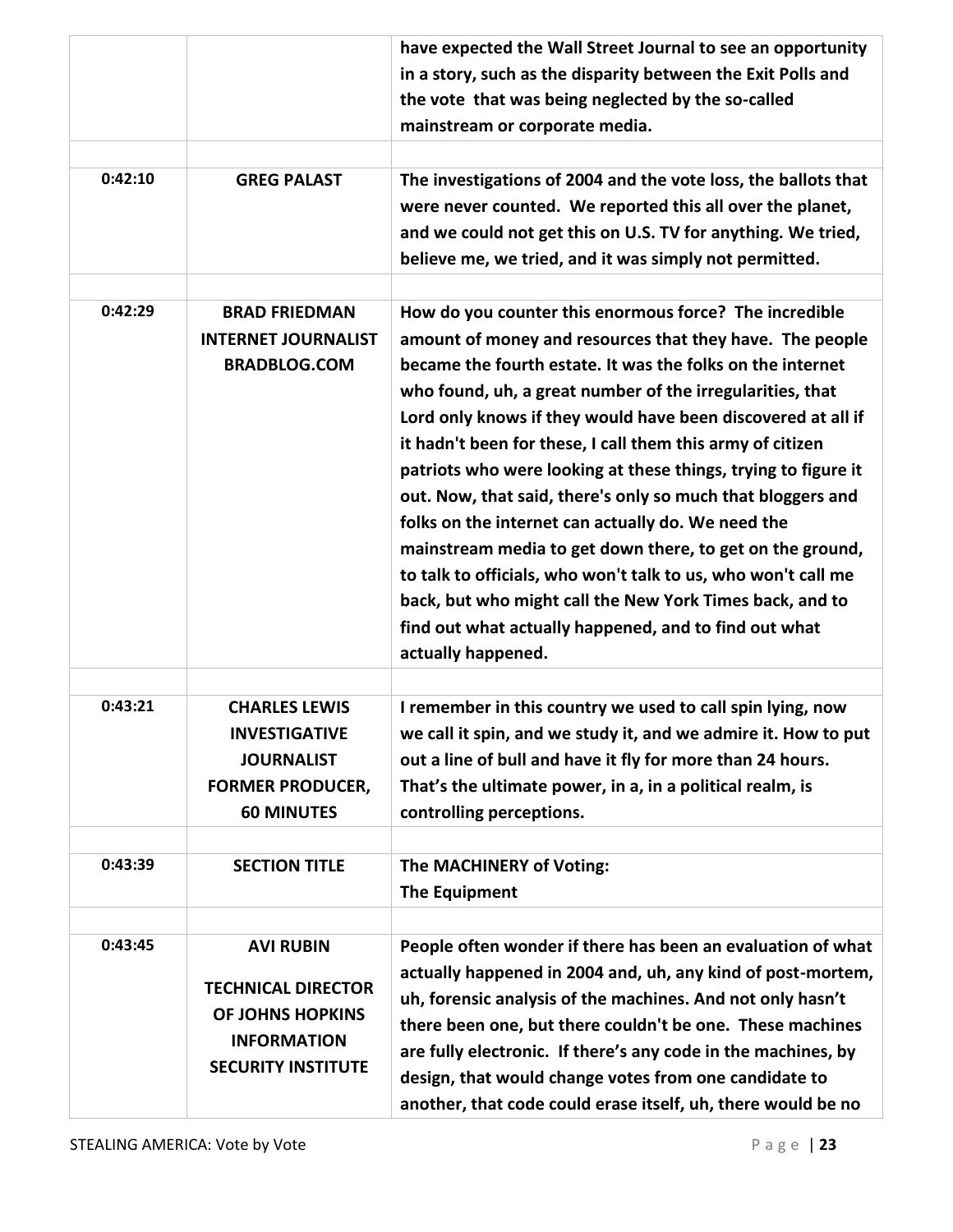| | | |
|---|---|---|
| | | **have expected the Wall Street Journal to see an opportunity in a story, such as the disparity between the Exit Polls and the vote that was being neglected by the so-called mainstream or corporate media.** |
| | | |
| **0:42:10** | **GREG PALAST** | **The investigations of 2004 and the vote loss, the ballots that were never counted. We reported this all over the planet, and we could not get this on U.S. TV for anything. We tried, believe me, we tried, and it was simply not permitted.** |
| | | |
| **0:42:29** | **BRAD FRIEDMAN INTERNET JOURNALIST BRADBLOG.COM** | **How do you counter this enormous force? The incredible amount of money and resources that they have. The people became the fourth estate. It was the folks on the internet who found, uh, a great number of the irregularities, that Lord only knows if they would have been discovered at all if it hadn't been for these, I call them this army of citizen patriots who were looking at these things, trying to figure it out. Now, that said, there's only so much that bloggers and folks on the internet can actually do. We need the mainstream media to get down there, to get on the ground, to talk to officials, who won't talk to us, who won't call me back, but who might call the New York Times back, and to find out what actually happened, and to find out what actually happened.** |
| | | |
| **0:43:21** | **CHARLES LEWIS INVESTIGATIVE JOURNALIST FORMER PRODUCER, 60 MINUTES** | **I remember in this country we used to call spin lying, now we call it spin, and we study it, and we admire it. How to put out a line of bull and have it fly for more than 24 hours. That's the ultimate power, in a, in a political realm, is controlling perceptions.** |
| | | |
| **0:43:39** | **SECTION TITLE** | **The MACHINERY of Voting: The Equipment** |
| | | |
| **0:43:45** | **AVI RUBIN TECHNICAL DIRECTOR OF JOHNS HOPKINS INFORMATION SECURITY INSTITUTE** | **People often wonder if there has been an evaluation of what actually happened in 2004 and, uh, any kind of post-mortem, uh, forensic analysis of the machines. And not only hasn't there been one, but there couldn't be one. These machines are fully electronic. If there's any code in the machines, by design, that would change votes from one candidate to another, that code could erase itself, uh, there would be no** |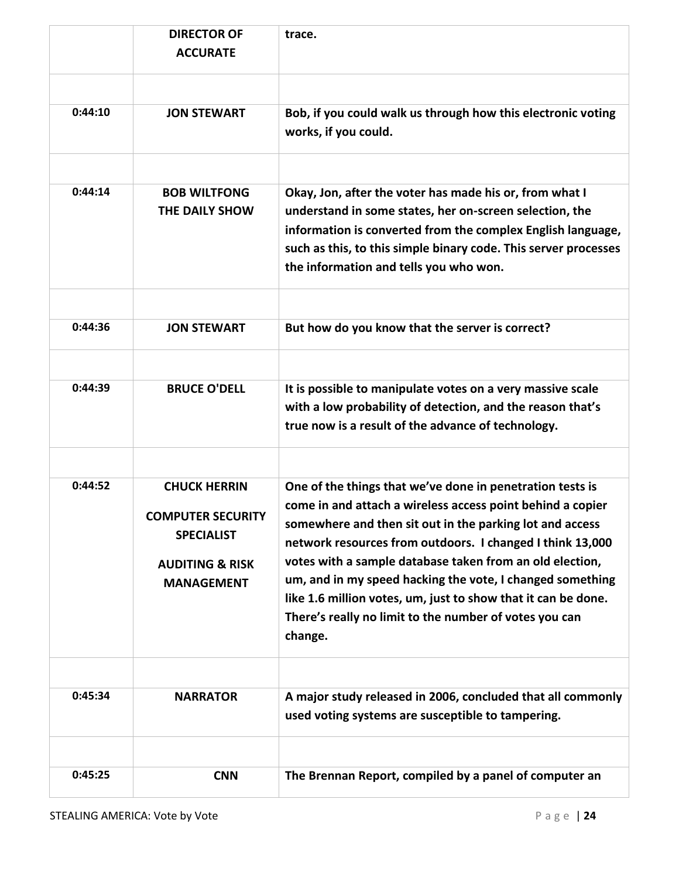| | | |
|---|---|---|
| | **DIRECTOR OF ACCURATE** | **trace.** |
| | | |
| **0:44:10** | **JON STEWART** | **Bob, if you could walk us through how this electronic voting works, if you could.** |
| | | |
| **0:44:14** | **BOB WILTFONG THE DAILY SHOW** | **Okay, Jon, after the voter has made his or, from what I understand in some states, her on-screen selection, the information is converted from the complex English language, such as this, to this simple binary code. This server processes the information and tells you who won.** |
| | | |
| **0:44:36** | **JON STEWART** | **But how do you know that the server is correct?** |
| | | |
| **0:44:39** | **BRUCE O'DELL** | **It is possible to manipulate votes on a very massive scale with a low probability of detection, and the reason that's true now is a result of the advance of technology.** |
| | | |
| **0:44:52** | **CHUCK HERRIN COMPUTER SECURITY SPECIALIST AUDITING & RISK MANAGEMENT** | **One of the things that we've done in penetration tests is come in and attach a wireless access point behind a copier somewhere and then sit out in the parking lot and access network resources from outdoors. I changed I think 13,000 votes with a sample database taken from an old election, um, and in my speed hacking the vote, I changed something like 1.6 million votes, um, just to show that it can be done. There's really no limit to the number of votes you can change.** |
| | | |
| **0:45:34** | **NARRATOR** | **A major study released in 2006, concluded that all commonly used voting systems are susceptible to tampering.** |
| | | |
| **0:45:25** | **CNN** | **The Brennan Report, compiled by a panel of computer an** |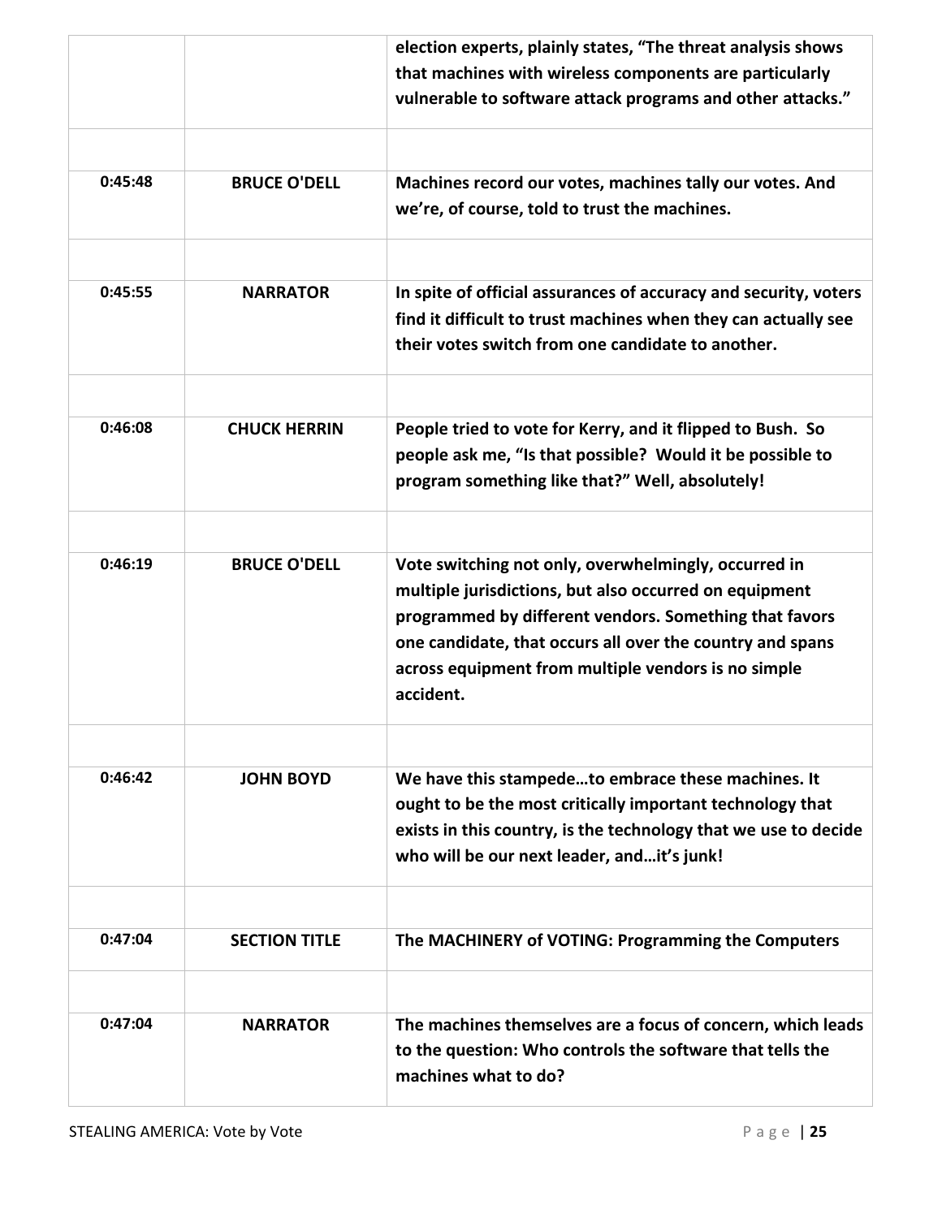| | | |
|---|---|---|
| | | **election experts, plainly states, "The threat analysis shows that machines with wireless components are particularly vulnerable to software attack programs and other attacks."** |
| | | |
| **0:45:48** | **BRUCE O'DELL** | **Machines record our votes, machines tally our votes. And we're, of course, told to trust the machines.** |
| | | |
| **0:45:55** | **NARRATOR** | **In spite of official assurances of accuracy and security, voters find it difficult to trust machines when they can actually see their votes switch from one candidate to another.** |
| | | |
| **0:46:08** | **CHUCK HERRIN** | **People tried to vote for Kerry, and it flipped to Bush. So people ask me, "Is that possible? Would it be possible to program something like that?" Well, absolutely!** |
| | | |
| **0:46:19** | **BRUCE O'DELL** | **Vote switching not only, overwhelmingly, occurred in multiple jurisdictions, but also occurred on equipment programmed by different vendors. Something that favors one candidate, that occurs all over the country and spans across equipment from multiple vendors is no simple accident.** |
| | | |
| **0:46:42** | **JOHN BOYD** | **We have this stampede…to embrace these machines. It ought to be the most critically important technology that exists in this country, is the technology that we use to decide who will be our next leader, and…it's junk!** |
| | | |
| **0:47:04** | **SECTION TITLE** | **The MACHINERY of VOTING: Programming the Computers** |
| | | |
| **0:47:04** | **NARRATOR** | **The machines themselves are a focus of concern, which leads to the question: Who controls the software that tells the machines what to do?** |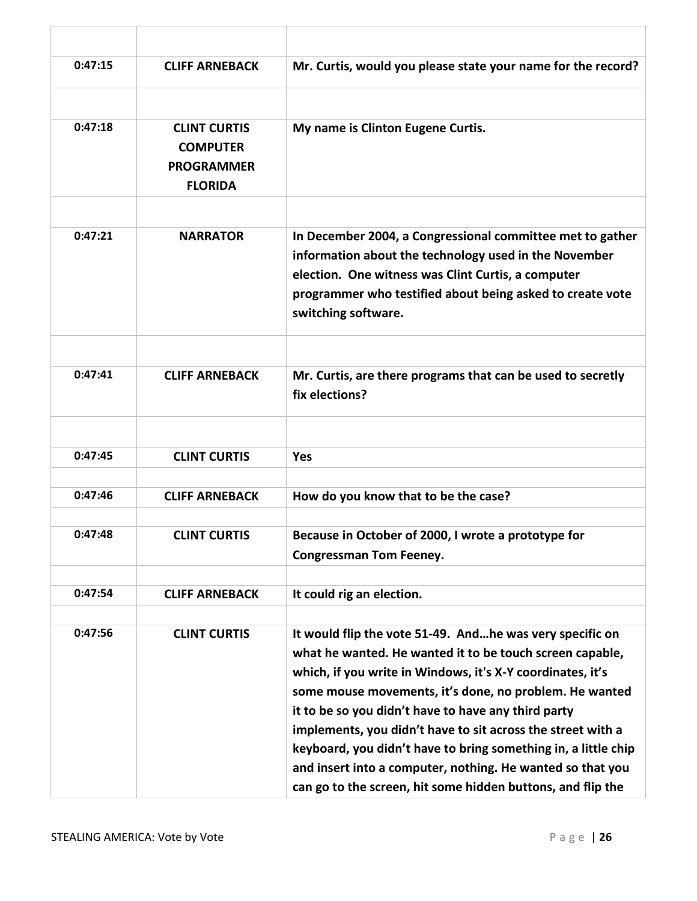| | | |
|---|---|---|
| 0:47:15 | **CLIFF ARNEBACK** | **Mr. Curtis, would you please state your name for the record?** |
| | | |
| 0:47:18 | **CLINT CURTIS COMPUTER PROGRAMMER FLORIDA** | **My name is Clinton Eugene Curtis.** |
| | | |
| 0:47:21 | **NARRATOR** | **In December 2004, a Congressional committee met to gather information about the technology used in the November election. One witness was Clint Curtis, a computer programmer who testified about being asked to create vote switching software.** |
| | | |
| 0:47:41 | **CLIFF ARNEBACK** | **Mr. Curtis, are there programs that can be used to secretly fix elections?** |
| | | |
| 0:47:45 | **CLINT CURTIS** | **Yes** |
| | | |
| 0:47:46 | **CLIFF ARNEBACK** | **How do you know that to be the case?** |
| | | |
| 0:47:48 | **CLINT CURTIS** | **Because in October of 2000, I wrote a prototype for Congressman Tom Feeney.** |
| | | |
| 0:47:54 | **CLIFF ARNEBACK** | **It could rig an election.** |
| | | |
| 0:47:56 | **CLINT CURTIS** | **It would flip the vote 51-49. And…he was very specific on what he wanted. He wanted it to be touch screen capable, which, if you write in Windows, it's X-Y coordinates, it's some mouse movements, it's done, no problem. He wanted it to be so you didn't have to have any third party implements, you didn't have to sit across the street with a keyboard, you didn't have to bring something in, a little chip and insert into a computer, nothing. He wanted so that you can go to the screen, hit some hidden buttons, and flip the** |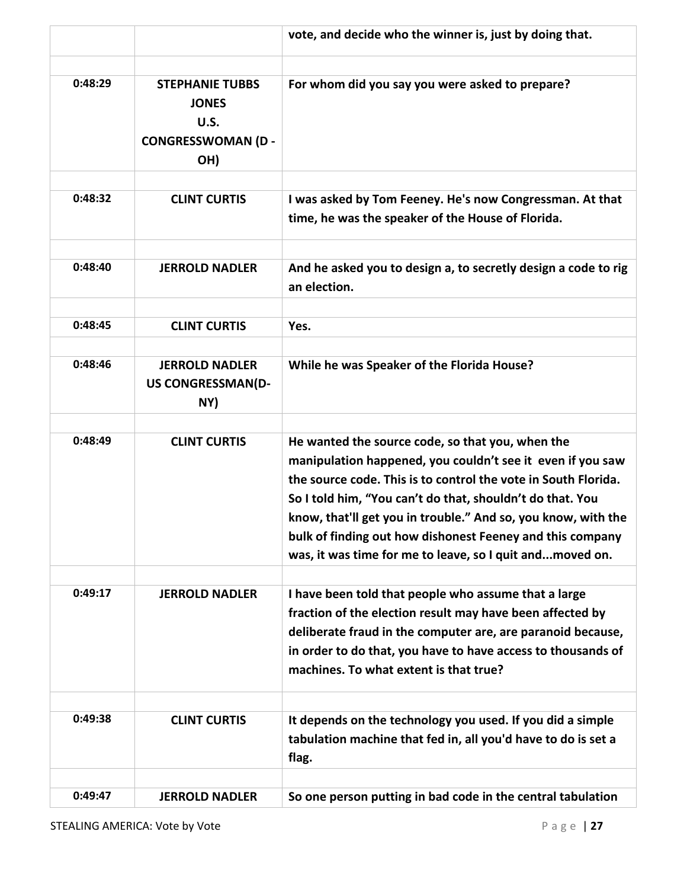| | | vote, and decide who the winner is, just by doing that. |
|---|---|---|
| | | |
| 0:48:29 | STEPHANIE TUBBS JONES U.S. CONGRESSWOMAN (D - OH) | For whom did you say you were asked to prepare? |
| | | |
| 0:48:32 | CLINT CURTIS | I was asked by Tom Feeney. He's now Congressman. At that time, he was the speaker of the House of Florida. |
| | | |
| 0:48:40 | JERROLD NADLER | And he asked you to design a, to secretly design a code to rig an election. |
| | | |
| 0:48:45 | CLINT CURTIS | Yes. |
| | | |
| 0:48:46 | JERROLD NADLER US CONGRESSMAN(D-NY) | While he was Speaker of the Florida House? |
| | | |
| 0:48:49 | CLINT CURTIS | He wanted the source code, so that you, when the manipulation happened, you couldn't see it even if you saw the source code. This is to control the vote in South Florida. So I told him, "You can't do that, shouldn't do that. You know, that'll get you in trouble." And so, you know, with the bulk of finding out how dishonest Feeney and this company was, it was time for me to leave, so I quit and...moved on. |
| | | |
| 0:49:17 | JERROLD NADLER | I have been told that people who assume that a large fraction of the election result may have been affected by deliberate fraud in the computer are, are paranoid because, in order to do that, you have to have access to thousands of machines. To what extent is that true? |
| | | |
| 0:49:38 | CLINT CURTIS | It depends on the technology you used. If you did a simple tabulation machine that fed in, all you'd have to do is set a flag. |
| | | |
| 0:49:47 | JERROLD NADLER | So one person putting in bad code in the central tabulation |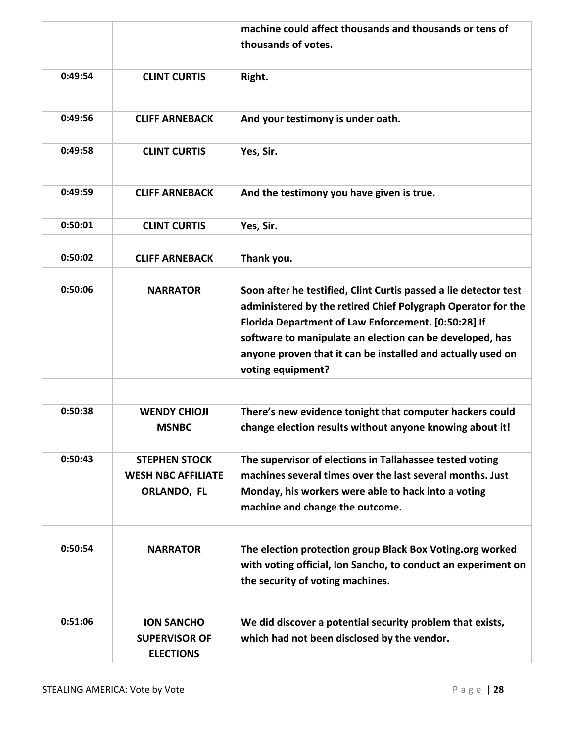| | | |
|---|---|---|
| | | **machine could affect thousands and thousands or tens of thousands of votes.** |
| **0:49:54** | **CLINT CURTIS** | **Right.** |
| **0:49:56** | **CLIFF ARNEBACK** | **And your testimony is under oath.** |
| **0:49:58** | **CLINT CURTIS** | **Yes, Sir.** |
| **0:49:59** | **CLIFF ARNEBACK** | **And the testimony you have given is true.** |
| **0:50:01** | **CLINT CURTIS** | **Yes, Sir.** |
| **0:50:02** | **CLIFF ARNEBACK** | **Thank you.** |
| **0:50:06** | **NARRATOR** | **Soon after he testified, Clint Curtis passed a lie detector test administered by the retired Chief Polygraph Operator for the Florida Department of Law Enforcement. [0:50:28] If software to manipulate an election can be developed, has anyone proven that it can be installed and actually used on voting equipment?** |
| **0:50:38** | **WENDY CHIOJI MSNBC** | **There's new evidence tonight that computer hackers could change election results without anyone knowing about it!** |
| **0:50:43** | **STEPHEN STOCK WESH NBC AFFILIATE ORLANDO, FL** | **The supervisor of elections in Tallahassee tested voting machines several times over the last several months. Just Monday, his workers were able to hack into a voting machine and change the outcome.** |
| **0:50:54** | **NARRATOR** | **The election protection group Black Box Voting.org worked with voting official, Ion Sancho, to conduct an experiment on the security of voting machines.** |
| **0:51:06** | **ION SANCHO SUPERVISOR OF ELECTIONS** | **We did discover a potential security problem that exists, which had not been disclosed by the vendor.** |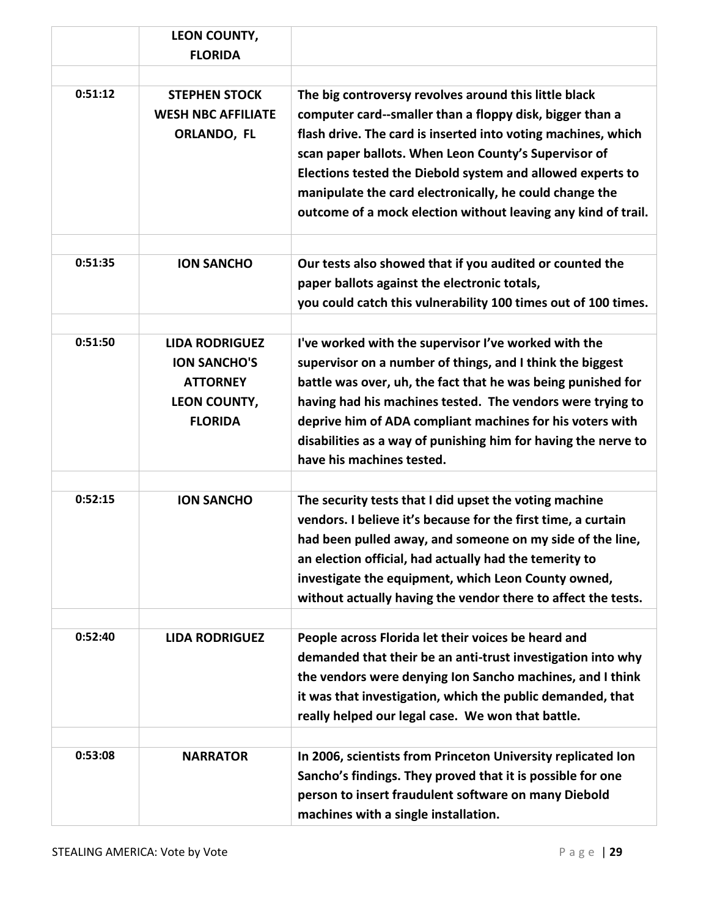| | | |
|---|---|---|
| | **LEON COUNTY, FLORIDA** | |
| | | |
| **0:51:12** | **STEPHEN STOCK WESH NBC AFFILIATE ORLANDO, FL** | **The big controversy revolves around this little black computer card--smaller than a floppy disk, bigger than a flash drive. The card is inserted into voting machines, which scan paper ballots. When Leon County's Supervisor of Elections tested the Diebold system and allowed experts to manipulate the card electronically, he could change the outcome of a mock election without leaving any kind of trail.** |
| | | |
| **0:51:35** | **ION SANCHO** | **Our tests also showed that if you audited or counted the paper ballots against the electronic totals, you could catch this vulnerability 100 times out of 100 times.** |
| | | |
| **0:51:50** | **LIDA RODRIGUEZ ION SANCHO'S ATTORNEY LEON COUNTY, FLORIDA** | **I've worked with the supervisor I've worked with the supervisor on a number of things, and I think the biggest battle was over, uh, the fact that he was being punished for having had his machines tested. The vendors were trying to deprive him of ADA compliant machines for his voters with disabilities as a way of punishing him for having the nerve to have his machines tested.** |
| | | |
| **0:52:15** | **ION SANCHO** | **The security tests that I did upset the voting machine vendors. I believe it's because for the first time, a curtain had been pulled away, and someone on my side of the line, an election official, had actually had the temerity to investigate the equipment, which Leon County owned, without actually having the vendor there to affect the tests.** |
| | | |
| **0:52:40** | **LIDA RODRIGUEZ** | **People across Florida let their voices be heard and demanded that their be an anti-trust investigation into why the vendors were denying Ion Sancho machines, and I think it was that investigation, which the public demanded, that really helped our legal case. We won that battle.** |
| | | |
| **0:53:08** | **NARRATOR** | **In 2006, scientists from Princeton University replicated Ion Sancho's findings. They proved that it is possible for one person to insert fraudulent software on many Diebold machines with a single installation.** |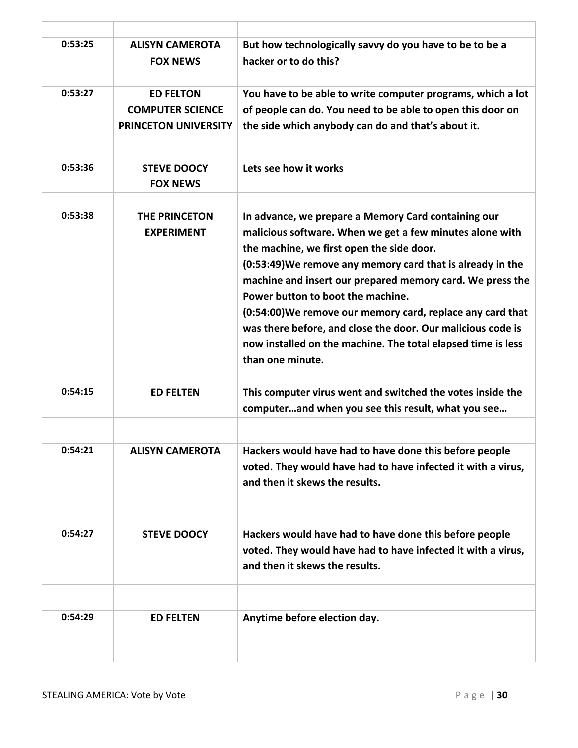| | | |
|---|---|---|
| 0:53:25 | **ALISYN CAMEROTA FOX NEWS** | **But how technologically savvy do you have to be to be a hacker or to do this?** |
| | | |
| 0:53:27 | **ED FELTON COMPUTER SCIENCE PRINCETON UNIVERSITY** | **You have to be able to write computer programs, which a lot of people can do. You need to be able to open this door on the side which anybody can do and that's about it.** |
| | | |
| 0:53:36 | **STEVE DOOCY FOX NEWS** | **Lets see how it works** |
| | | |
| 0:53:38 | **THE PRINCETON EXPERIMENT** | **In advance, we prepare a Memory Card containing our malicious software. When we get a few minutes alone with the machine, we first open the side door. (0:53:49)We remove any memory card that is already in the machine and insert our prepared memory card. We press the Power button to boot the machine. (0:54:00)We remove our memory card, replace any card that was there before, and close the door. Our malicious code is now installed on the machine. The total elapsed time is less than one minute.** |
| | | |
| 0:54:15 | **ED FELTEN** | **This computer virus went and switched the votes inside the computer…and when you see this result, what you see…** |
| | | |
| 0:54:21 | **ALISYN CAMEROTA** | **Hackers would have had to have done this before people voted. They would have had to have infected it with a virus, and then it skews the results.** |
| | | |
| 0:54:27 | **STEVE DOOCY** | **Hackers would have had to have done this before people voted. They would have had to have infected it with a virus, and then it skews the results.** |
| | | |
| 0:54:29 | **ED FELTEN** | **Anytime before election day.** |
| | | |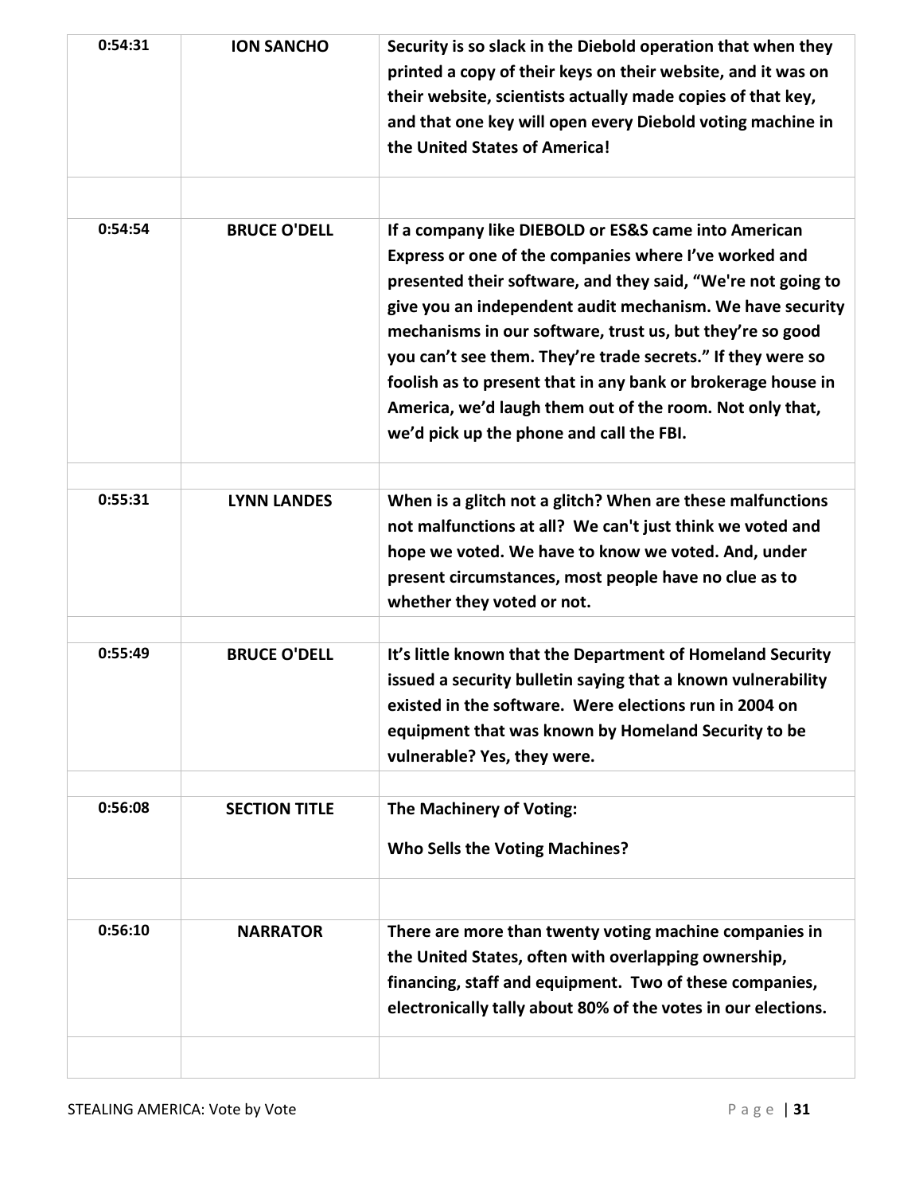| | | |
|---|---|---|
| 0:54:31 | **ION SANCHO** | **Security is so slack in the Diebold operation that when they printed a copy of their keys on their website, and it was on their website, scientists actually made copies of that key, and that one key will open every Diebold voting machine in the United States of America!** |
| | | |
| 0:54:54 | **BRUCE O'DELL** | **If a company like DIEBOLD or ES&S came into American Express or one of the companies where I've worked and presented their software, and they said, "We're not going to give you an independent audit mechanism. We have security mechanisms in our software, trust us, but they're so good you can't see them. They're trade secrets." If they were so foolish as to present that in any bank or brokerage house in America, we'd laugh them out of the room. Not only that, we'd pick up the phone and call the FBI.** |
| | | |
| 0:55:31 | **LYNN LANDES** | **When is a glitch not a glitch? When are these malfunctions not malfunctions at all? We can't just think we voted and hope we voted. We have to know we voted. And, under present circumstances, most people have no clue as to whether they voted or not.** |
| | | |
| 0:55:49 | **BRUCE O'DELL** | **It's little known that the Department of Homeland Security issued a security bulletin saying that a known vulnerability existed in the software. Were elections run in 2004 on equipment that was known by Homeland Security to be vulnerable? Yes, they were.** |
| | | |
| 0:56:08 | **SECTION TITLE** | **The Machinery of Voting:**<br><br>**Who Sells the Voting Machines?** |
| | | |
| 0:56:10 | **NARRATOR** | **There are more than twenty voting machine companies in the United States, often with overlapping ownership, financing, staff and equipment. Two of these companies, electronically tally about 80% of the votes in our elections.** |
| | | |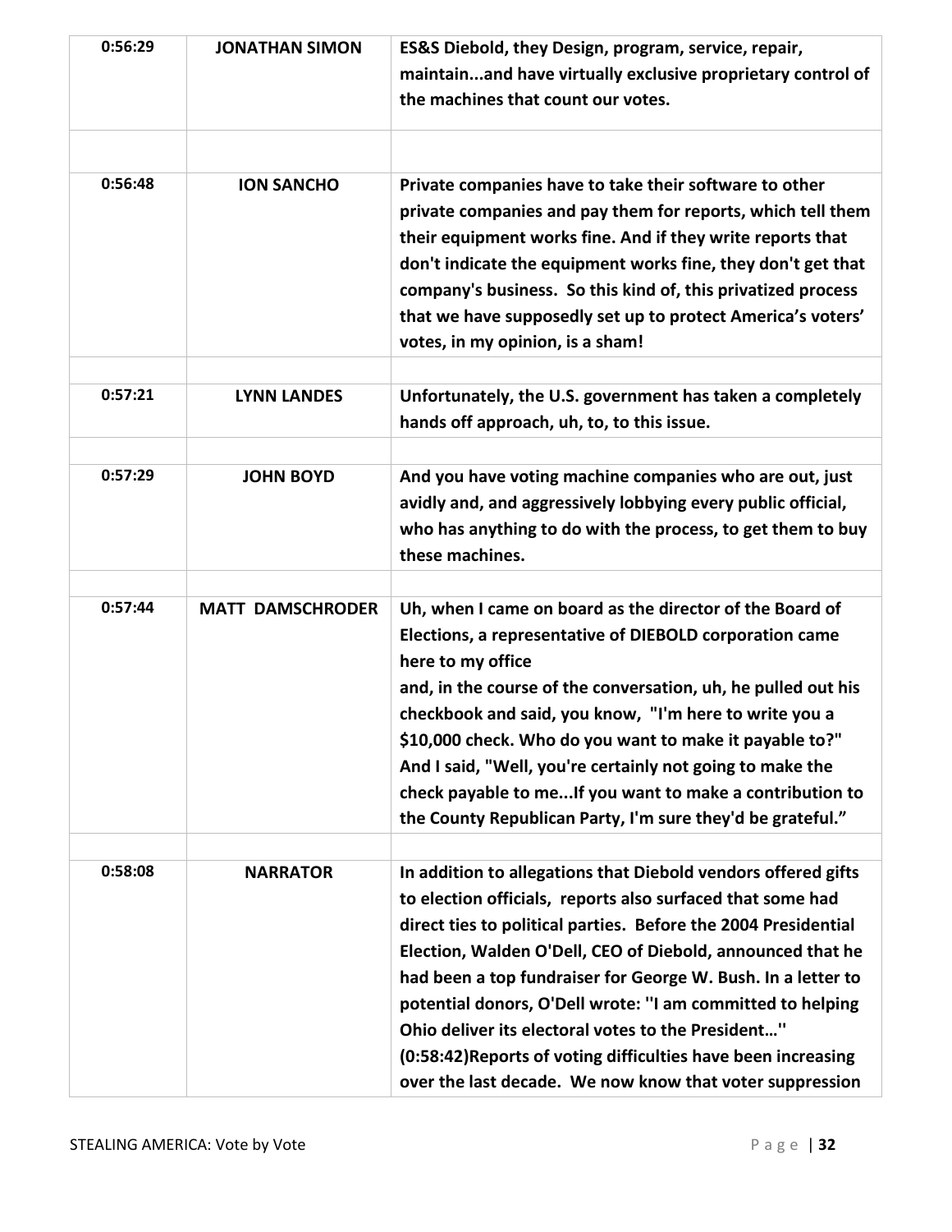| | | |
|---|---|---|
| **0:56:29** | **JONATHAN SIMON** | **ES&S Diebold, they Design, program, service, repair, maintain...and have virtually exclusive proprietary control of the machines that count our votes.** |
| | | |
| **0:56:48** | **ION SANCHO** | **Private companies have to take their software to other private companies and pay them for reports, which tell them their equipment works fine. And if they write reports that don't indicate the equipment works fine, they don't get that company's business. So this kind of, this privatized process that we have supposedly set up to protect America's voters' votes, in my opinion, is a sham!** |
| | | |
| **0:57:21** | **LYNN LANDES** | **Unfortunately, the U.S. government has taken a completely hands off approach, uh, to, to this issue.** |
| | | |
| **0:57:29** | **JOHN BOYD** | **And you have voting machine companies who are out, just avidly and, and aggressively lobbying every public official, who has anything to do with the process, to get them to buy these machines.** |
| | | |
| **0:57:44** | **MATT DAMSCHRODER** | **Uh, when I came on board as the director of the Board of Elections, a representative of DIEBOLD corporation came here to my office and, in the course of the conversation, uh, he pulled out his checkbook and said, you know, "I'm here to write you a $10,000 check. Who do you want to make it payable to?" And I said, "Well, you're certainly not going to make the check payable to me...If you want to make a contribution to the County Republican Party, I'm sure they'd be grateful."** |
| | | |
| **0:58:08** | **NARRATOR** | **In addition to allegations that Diebold vendors offered gifts to election officials, reports also surfaced that some had direct ties to political parties. Before the 2004 Presidential Election, Walden O'Dell, CEO of Diebold, announced that he had been a top fundraiser for George W. Bush. In a letter to potential donors, O'Dell wrote: ''I am committed to helping Ohio deliver its electoral votes to the President…'' (0:58:42)Reports of voting difficulties have been increasing over the last decade. We now know that voter suppression** |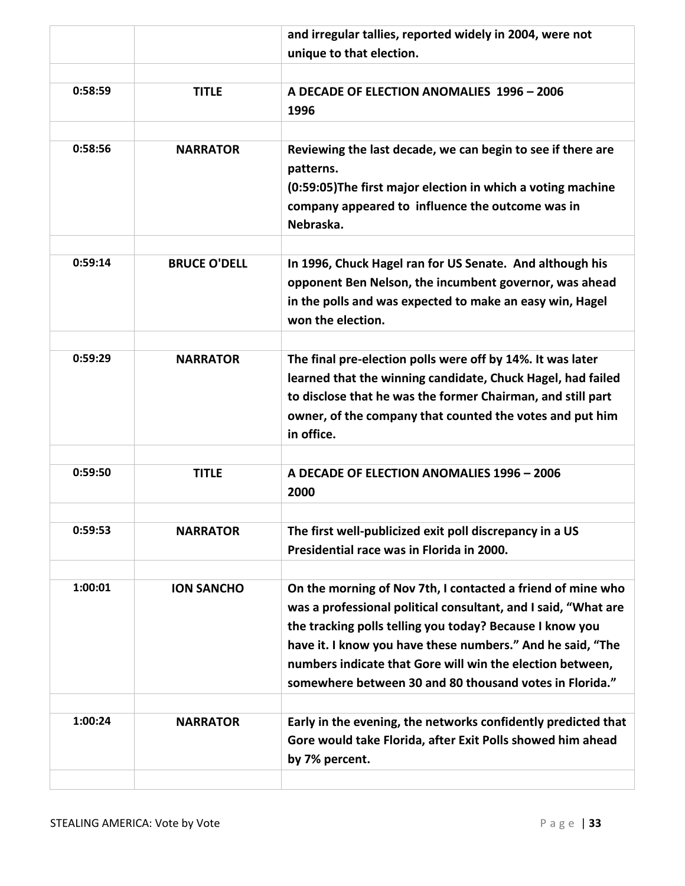| | | |
|---|---|---|
| | | **and irregular tallies, reported widely in 2004, were not unique to that election.** |
| | | |
| **0:58:59** | **TITLE** | **A DECADE OF ELECTION ANOMALIES 1996 – 2006**<br>**1996** |
| | | |
| **0:58:56** | **NARRATOR** | **Reviewing the last decade, we can begin to see if there are patterns.**<br>**(0:59:05)The first major election in which a voting machine company appeared to influence the outcome was in Nebraska.** |
| | | |
| **0:59:14** | **BRUCE O'DELL** | **In 1996, Chuck Hagel ran for US Senate. And although his opponent Ben Nelson, the incumbent governor, was ahead in the polls and was expected to make an easy win, Hagel won the election.** |
| | | |
| **0:59:29** | **NARRATOR** | **The final pre-election polls were off by 14%. It was later learned that the winning candidate, Chuck Hagel, had failed to disclose that he was the former Chairman, and still part owner, of the company that counted the votes and put him in office.** |
| | | |
| **0:59:50** | **TITLE** | **A DECADE OF ELECTION ANOMALIES 1996 – 2006**<br>**2000** |
| | | |
| **0:59:53** | **NARRATOR** | **The first well-publicized exit poll discrepancy in a US Presidential race was in Florida in 2000.** |
| | | |
| **1:00:01** | **ION SANCHO** | **On the morning of Nov 7th, I contacted a friend of mine who was a professional political consultant, and I said, "What are the tracking polls telling you today? Because I know you have it. I know you have these numbers." And he said, "The numbers indicate that Gore will win the election between, somewhere between 30 and 80 thousand votes in Florida."** |
| | | |
| **1:00:24** | **NARRATOR** | **Early in the evening, the networks confidently predicted that Gore would take Florida, after Exit Polls showed him ahead by 7% percent.** |
| | | |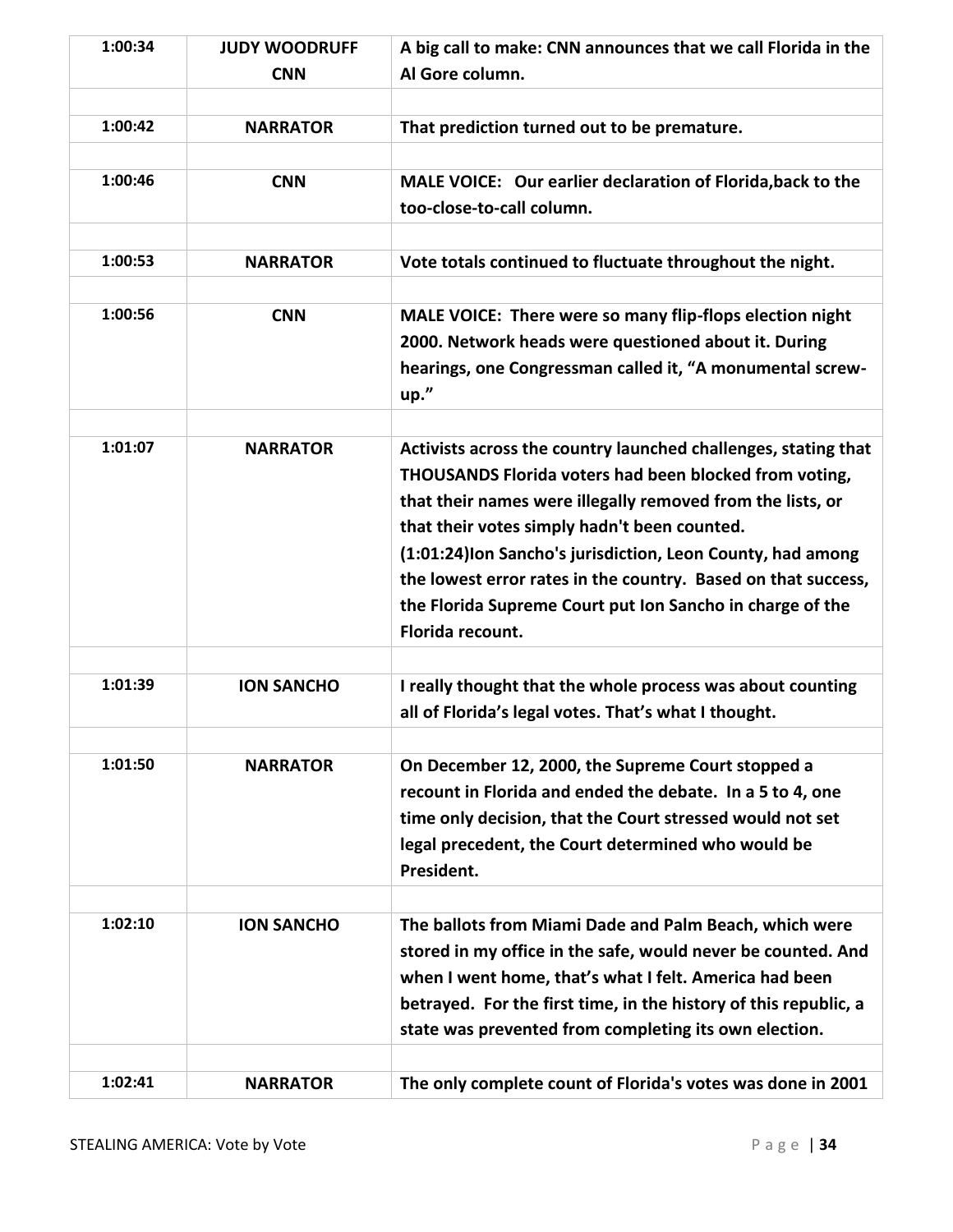| | | |
|---|---|---|
| **1:00:34** | **JUDY WOODRUFF CNN** | **A big call to make: CNN announces that we call Florida in the Al Gore column.** |
| | | |
| **1:00:42** | **NARRATOR** | **That prediction turned out to be premature.** |
| | | |
| **1:00:46** | **CNN** | **MALE VOICE: Our earlier declaration of Florida,back to the too-close-to-call column.** |
| | | |
| **1:00:53** | **NARRATOR** | **Vote totals continued to fluctuate throughout the night.** |
| | | |
| **1:00:56** | **CNN** | **MALE VOICE: There were so many flip-flops election night 2000. Network heads were questioned about it. During hearings, one Congressman called it, "A monumental screw-up."** |
| | | |
| **1:01:07** | **NARRATOR** | **Activists across the country launched challenges, stating that THOUSANDS Florida voters had been blocked from voting, that their names were illegally removed from the lists, or that their votes simply hadn't been counted. (1:01:24)Ion Sancho's jurisdiction, Leon County, had among the lowest error rates in the country. Based on that success, the Florida Supreme Court put Ion Sancho in charge of the Florida recount.** |
| | | |
| **1:01:39** | **ION SANCHO** | **I really thought that the whole process was about counting all of Florida's legal votes. That's what I thought.** |
| | | |
| **1:01:50** | **NARRATOR** | **On December 12, 2000, the Supreme Court stopped a recount in Florida and ended the debate. In a 5 to 4, one time only decision, that the Court stressed would not set legal precedent, the Court determined who would be President.** |
| | | |
| **1:02:10** | **ION SANCHO** | **The ballots from Miami Dade and Palm Beach, which were stored in my office in the safe, would never be counted. And when I went home, that's what I felt. America had been betrayed. For the first time, in the history of this republic, a state was prevented from completing its own election.** |
| | | |
| **1:02:41** | **NARRATOR** | **The only complete count of Florida's votes was done in 2001** |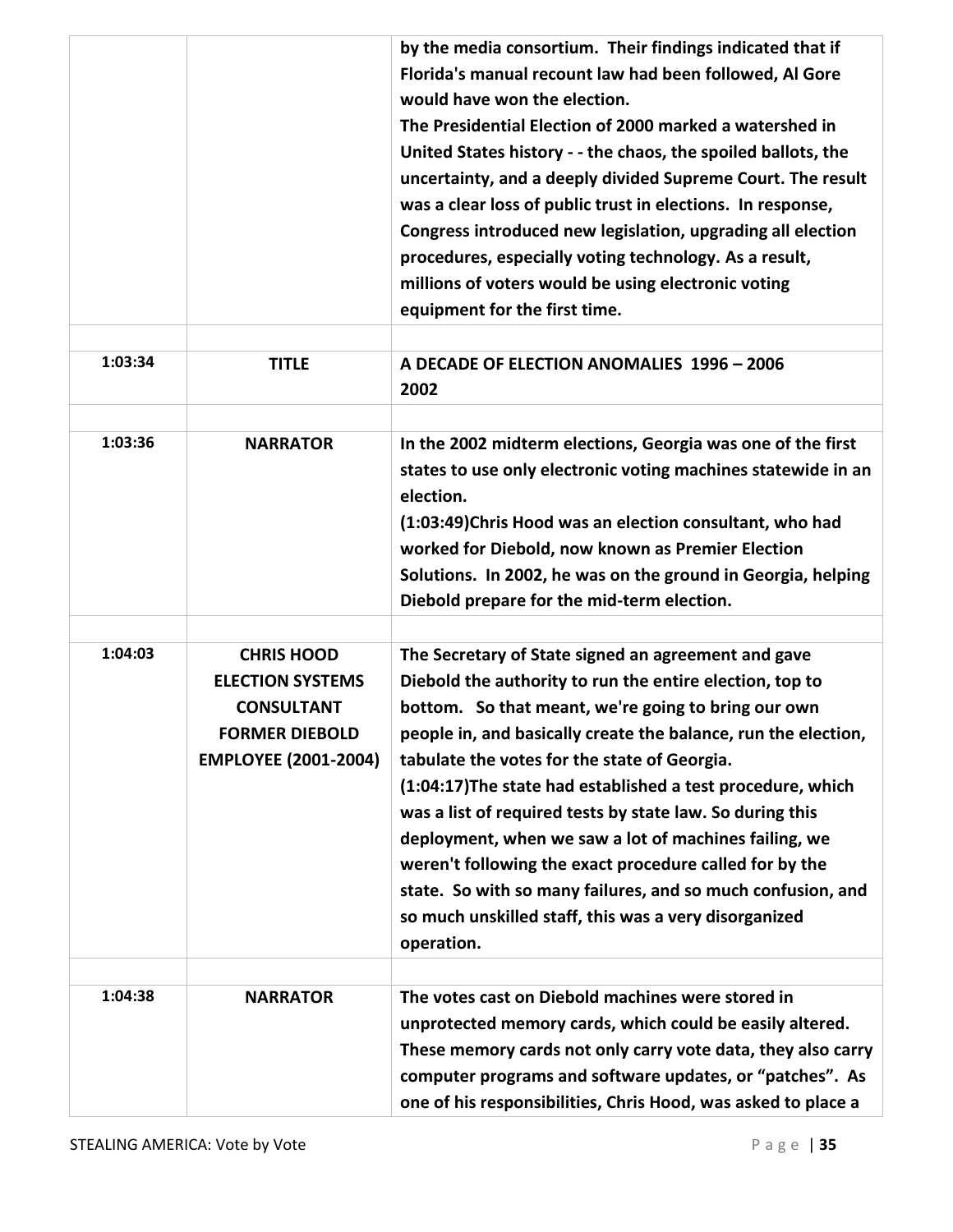| | | |
|---|---|---|
| | | **by the media consortium. Their findings indicated that if Florida's manual recount law had been followed, Al Gore would have won the election.**<br>**The Presidential Election of 2000 marked a watershed in United States history - - the chaos, the spoiled ballots, the uncertainty, and a deeply divided Supreme Court. The result was a clear loss of public trust in elections. In response, Congress introduced new legislation, upgrading all election procedures, especially voting technology. As a result, millions of voters would be using electronic voting equipment for the first time.** |
| | | |
| **1:03:34** | **TITLE** | **A DECADE OF ELECTION ANOMALIES 1996 – 2006**<br>**2002** |
| | | |
| **1:03:36** | **NARRATOR** | **In the 2002 midterm elections, Georgia was one of the first states to use only electronic voting machines statewide in an election.**<br>**(1:03:49)Chris Hood was an election consultant, who had worked for Diebold, now known as Premier Election Solutions. In 2002, he was on the ground in Georgia, helping Diebold prepare for the mid-term election.** |
| | | |
| **1:04:03** | **CHRIS HOOD**<br>**ELECTION SYSTEMS CONSULTANT**<br>**FORMER DIEBOLD EMPLOYEE (2001-2004)** | **The Secretary of State signed an agreement and gave Diebold the authority to run the entire election, top to bottom. So that meant, we're going to bring our own people in, and basically create the balance, run the election, tabulate the votes for the state of Georgia.**<br>**(1:04:17)The state had established a test procedure, which was a list of required tests by state law. So during this deployment, when we saw a lot of machines failing, we weren't following the exact procedure called for by the state. So with so many failures, and so much confusion, and so much unskilled staff, this was a very disorganized operation.** |
| | | |
| **1:04:38** | **NARRATOR** | **The votes cast on Diebold machines were stored in unprotected memory cards, which could be easily altered. These memory cards not only carry vote data, they also carry computer programs and software updates, or "patches". As one of his responsibilities, Chris Hood, was asked to place a** |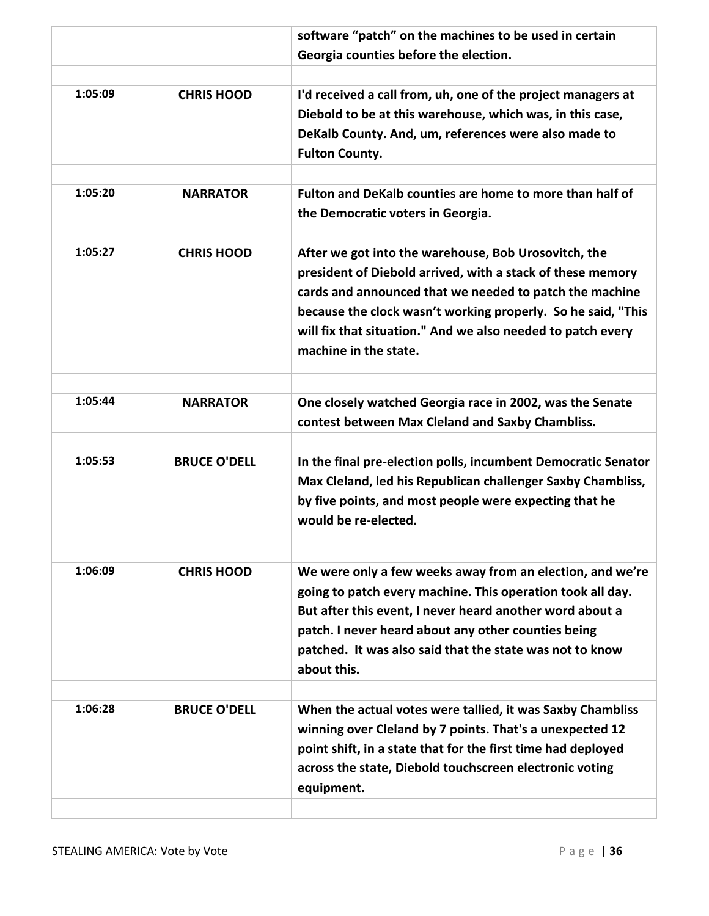| | | software "patch" on the machines to be used in certain Georgia counties before the election. |
|---|---|---|
| 1:05:09 | CHRIS HOOD | I'd received a call from, uh, one of the project managers at Diebold to be at this warehouse, which was, in this case, DeKalb County. And, um, references were also made to Fulton County. |
| 1:05:20 | NARRATOR | Fulton and DeKalb counties are home to more than half of the Democratic voters in Georgia. |
| 1:05:27 | CHRIS HOOD | After we got into the warehouse, Bob Urosovitch, the president of Diebold arrived, with a stack of these memory cards and announced that we needed to patch the machine because the clock wasn't working properly. So he said, "This will fix that situation." And we also needed to patch every machine in the state. |
| 1:05:44 | NARRATOR | One closely watched Georgia race in 2002, was the Senate contest between Max Cleland and Saxby Chambliss. |
| 1:05:53 | BRUCE O'DELL | In the final pre-election polls, incumbent Democratic Senator Max Cleland, led his Republican challenger Saxby Chambliss, by five points, and most people were expecting that he would be re-elected. |
| 1:06:09 | CHRIS HOOD | We were only a few weeks away from an election, and we're going to patch every machine. This operation took all day. But after this event, I never heard another word about a patch. I never heard about any other counties being patched. It was also said that the state was not to know about this. |
| 1:06:28 | BRUCE O'DELL | When the actual votes were tallied, it was Saxby Chambliss winning over Cleland by 7 points. That's a unexpected 12 point shift, in a state that for the first time had deployed across the state, Diebold touchscreen electronic voting equipment. |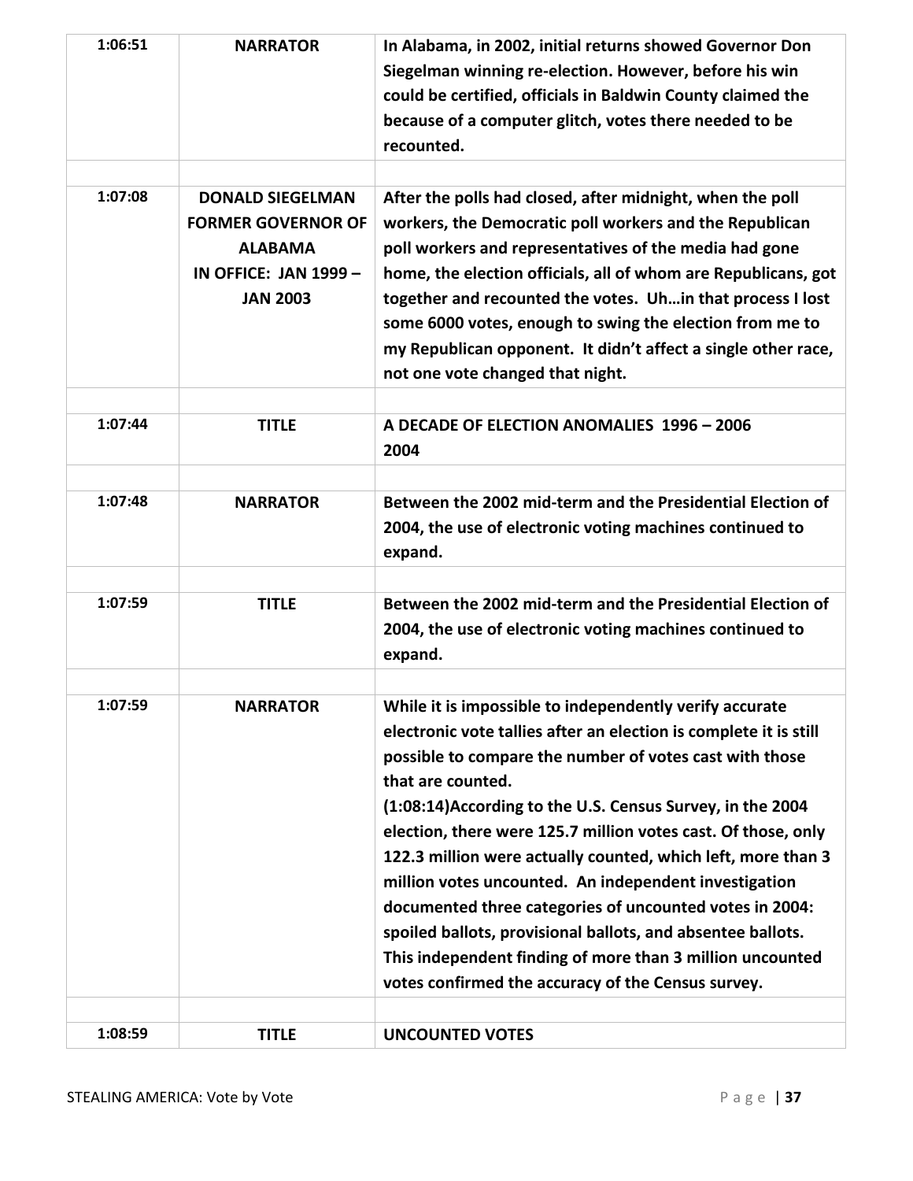| | | |
|---|---|---|
| **1:06:51** | **NARRATOR** | **In Alabama, in 2002, initial returns showed Governor Don Siegelman winning re-election. However, before his win could be certified, officials in Baldwin County claimed the because of a computer glitch, votes there needed to be recounted.** |
| | | |
| **1:07:08** | **DONALD SIEGELMAN FORMER GOVERNOR OF ALABAMA IN OFFICE: JAN 1999 – JAN 2003** | **After the polls had closed, after midnight, when the poll workers, the Democratic poll workers and the Republican poll workers and representatives of the media had gone home, the election officials, all of whom are Republicans, got together and recounted the votes. Uh…in that process I lost some 6000 votes, enough to swing the election from me to my Republican opponent. It didn't affect a single other race, not one vote changed that night.** |
| | | |
| **1:07:44** | **TITLE** | **A DECADE OF ELECTION ANOMALIES 1996 – 2006 2004** |
| | | |
| **1:07:48** | **NARRATOR** | **Between the 2002 mid-term and the Presidential Election of 2004, the use of electronic voting machines continued to expand.** |
| | | |
| **1:07:59** | **TITLE** | **Between the 2002 mid-term and the Presidential Election of 2004, the use of electronic voting machines continued to expand.** |
| | | |
| **1:07:59** | **NARRATOR** | **While it is impossible to independently verify accurate electronic vote tallies after an election is complete it is still possible to compare the number of votes cast with those that are counted.** <br> **(1:08:14)According to the U.S. Census Survey, in the 2004 election, there were 125.7 million votes cast. Of those, only 122.3 million were actually counted, which left, more than 3 million votes uncounted. An independent investigation documented three categories of uncounted votes in 2004: spoiled ballots, provisional ballots, and absentee ballots. This independent finding of more than 3 million uncounted votes confirmed the accuracy of the Census survey.** |
| | | |
| **1:08:59** | **TITLE** | **UNCOUNTED VOTES** |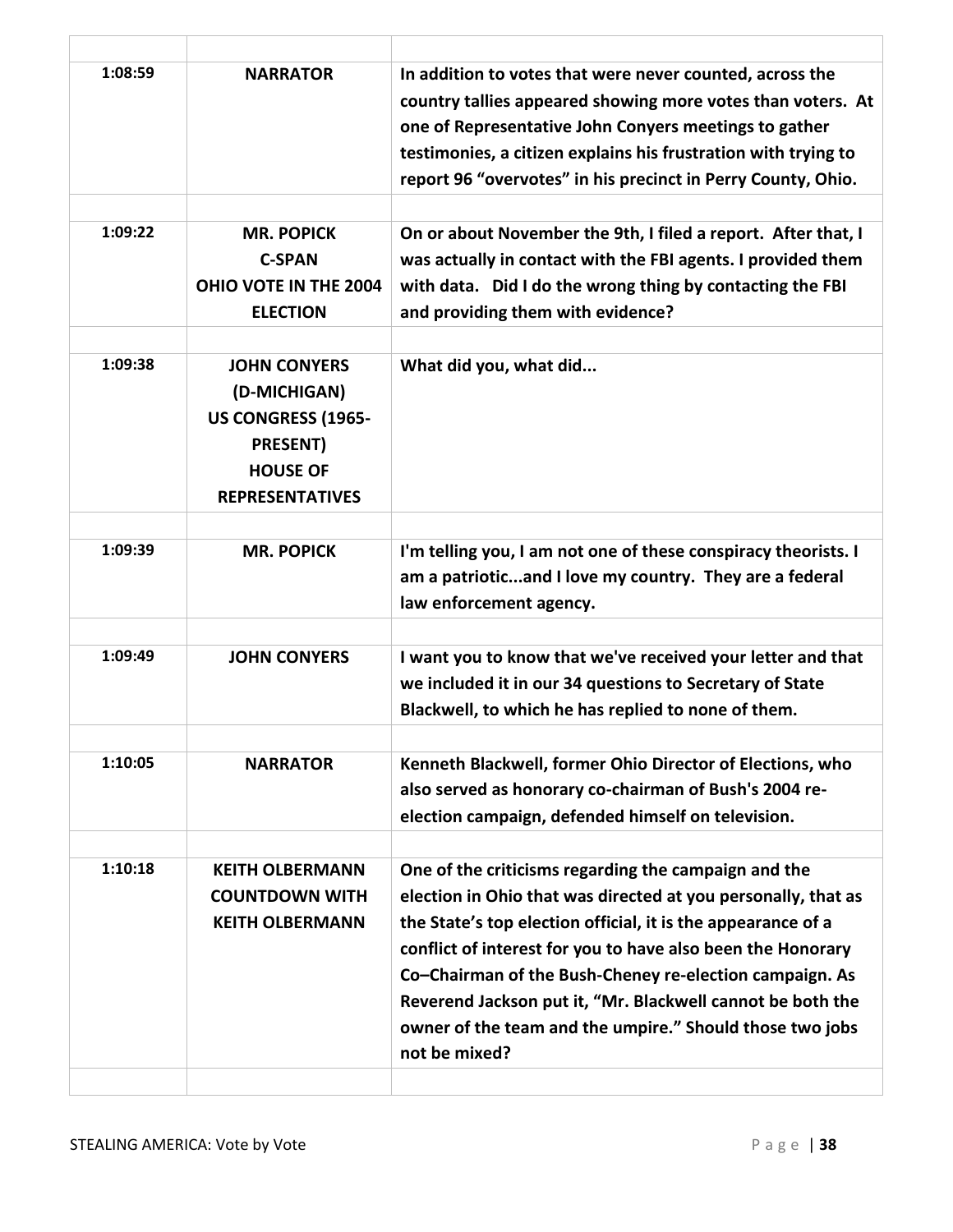| | | |
|---|---|---|
| **1:08:59** | **NARRATOR** | **In addition to votes that were never counted, across the country tallies appeared showing more votes than voters. At one of Representative John Conyers meetings to gather testimonies, a citizen explains his frustration with trying to report 96 "overvotes" in his precinct in Perry County, Ohio.** |
| **1:09:22** | **MR. POPICK**<br>**C-SPAN**<br>**OHIO VOTE IN THE 2004 ELECTION** | **On or about November the 9th, I filed a report. After that, I was actually in contact with the FBI agents. I provided them with data. Did I do the wrong thing by contacting the FBI and providing them with evidence?** |
| **1:09:38** | **JOHN CONYERS**<br>**(D-MICHIGAN)**<br>**US CONGRESS (1965-PRESENT)**<br>**HOUSE OF REPRESENTATIVES** | **What did you, what did...** |
| **1:09:39** | **MR. POPICK** | **I'm telling you, I am not one of these conspiracy theorists. I am a patriotic...and I love my country. They are a federal law enforcement agency.** |
| **1:09:49** | **JOHN CONYERS** | **I want you to know that we've received your letter and that we included it in our 34 questions to Secretary of State Blackwell, to which he has replied to none of them.** |
| **1:10:05** | **NARRATOR** | **Kenneth Blackwell, former Ohio Director of Elections, who also served as honorary co-chairman of Bush's 2004 re-election campaign, defended himself on television.** |
| **1:10:18** | **KEITH OLBERMANN**<br>**COUNTDOWN WITH KEITH OLBERMANN** | **One of the criticisms regarding the campaign and the election in Ohio that was directed at you personally, that as the State's top election official, it is the appearance of a conflict of interest for you to have also been the Honorary Co–Chairman of the Bush-Cheney re-election campaign. As Reverend Jackson put it, "Mr. Blackwell cannot be both the owner of the team and the umpire." Should those two jobs not be mixed?** |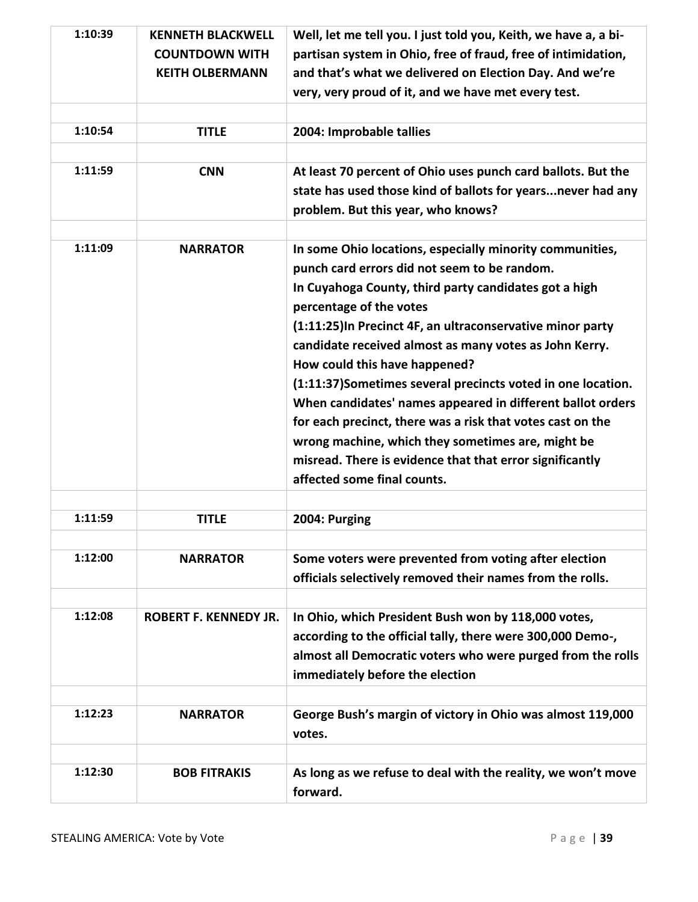| | | |
|---|---|---|
| **1:10:39** | **KENNETH BLACKWELL COUNTDOWN WITH KEITH OLBERMANN** | **Well, let me tell you. I just told you, Keith, we have a, a bi-partisan system in Ohio, free of fraud, free of intimidation, and that's what we delivered on Election Day. And we're very, very proud of it, and we have met every test.** |
| | | |
| **1:10:54** | **TITLE** | **2004: Improbable tallies** |
| | | |
| **1:11:59** | **CNN** | **At least 70 percent of Ohio uses punch card ballots. But the state has used those kind of ballots for years...never had any problem. But this year, who knows?** |
| | | |
| **1:11:09** | **NARRATOR** | **In some Ohio locations, especially minority communities, punch card errors did not seem to be random.<br>In Cuyahoga County, third party candidates got a high percentage of the votes<br>(1:11:25)In Precinct 4F, an ultraconservative minor party candidate received almost as many votes as John Kerry. How could this have happened?<br>(1:11:37)Sometimes several precincts voted in one location. When candidates' names appeared in different ballot orders for each precinct, there was a risk that votes cast on the wrong machine, which they sometimes are, might be misread. There is evidence that that error significantly affected some final counts.** |
| | | |
| **1:11:59** | **TITLE** | **2004: Purging** |
| | | |
| **1:12:00** | **NARRATOR** | **Some voters were prevented from voting after election officials selectively removed their names from the rolls.** |
| | | |
| **1:12:08** | **ROBERT F. KENNEDY JR.** | **In Ohio, which President Bush won by 118,000 votes, according to the official tally, there were 300,000 Demo-, almost all Democratic voters who were purged from the rolls immediately before the election** |
| | | |
| **1:12:23** | **NARRATOR** | **George Bush's margin of victory in Ohio was almost 119,000 votes.** |
| | | |
| **1:12:30** | **BOB FITRAKIS** | **As long as we refuse to deal with the reality, we won't move forward.** |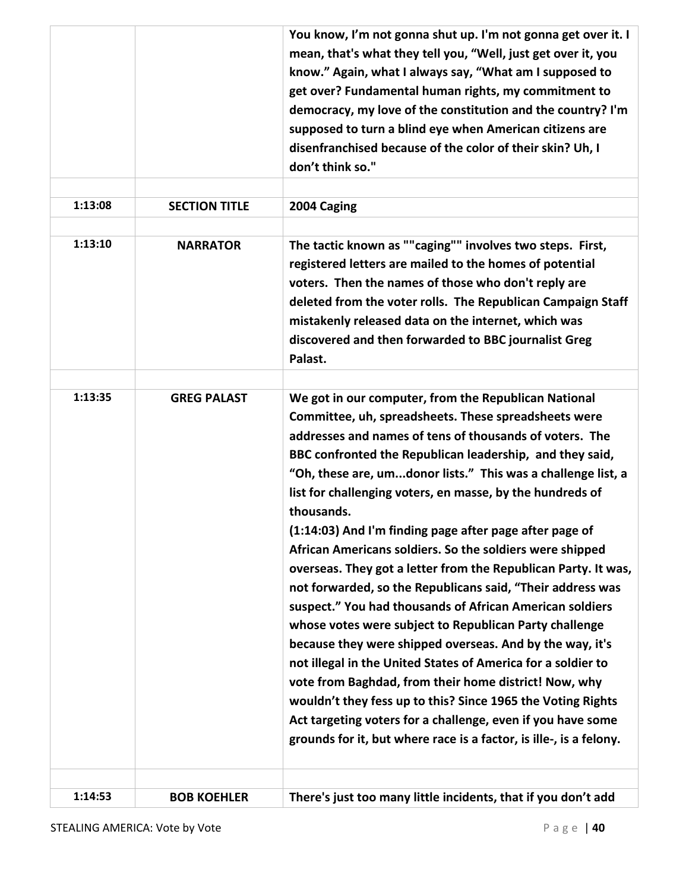| | | |
|---|---|---|
| | | **You know, I'm not gonna shut up. I'm not gonna get over it. I mean, that's what they tell you, "Well, just get over it, you know." Again, what I always say, "What am I supposed to get over? Fundamental human rights, my commitment to democracy, my love of the constitution and the country? I'm supposed to turn a blind eye when American citizens are disenfranchised because of the color of their skin? Uh, I don't think so."** |
| | | |
| **1:13:08** | **SECTION TITLE** | **2004 Caging** |
| | | |
| **1:13:10** | **NARRATOR** | **The tactic known as ""caging"" involves two steps. First, registered letters are mailed to the homes of potential voters. Then the names of those who don't reply are deleted from the voter rolls. The Republican Campaign Staff mistakenly released data on the internet, which was discovered and then forwarded to BBC journalist Greg Palast.** |
| | | |
| **1:13:35** | **GREG PALAST** | **We got in our computer, from the Republican National Committee, uh, spreadsheets. These spreadsheets were addresses and names of tens of thousands of voters. The BBC confronted the Republican leadership, and they said, "Oh, these are, um...donor lists." This was a challenge list, a list for challenging voters, en masse, by the hundreds of thousands.**<br>**(1:14:03) And I'm finding page after page after page of African Americans soldiers. So the soldiers were shipped overseas. They got a letter from the Republican Party. It was, not forwarded, so the Republicans said, "Their address was suspect." You had thousands of African American soldiers whose votes were subject to Republican Party challenge because they were shipped overseas. And by the way, it's not illegal in the United States of America for a soldier to vote from Baghdad, from their home district! Now, why wouldn't they fess up to this? Since 1965 the Voting Rights Act targeting voters for a challenge, even if you have some grounds for it, but where race is a factor, is ille-, is a felony.** |
| | | |
| **1:14:53** | **BOB KOEHLER** | **There's just too many little incidents, that if you don't add** |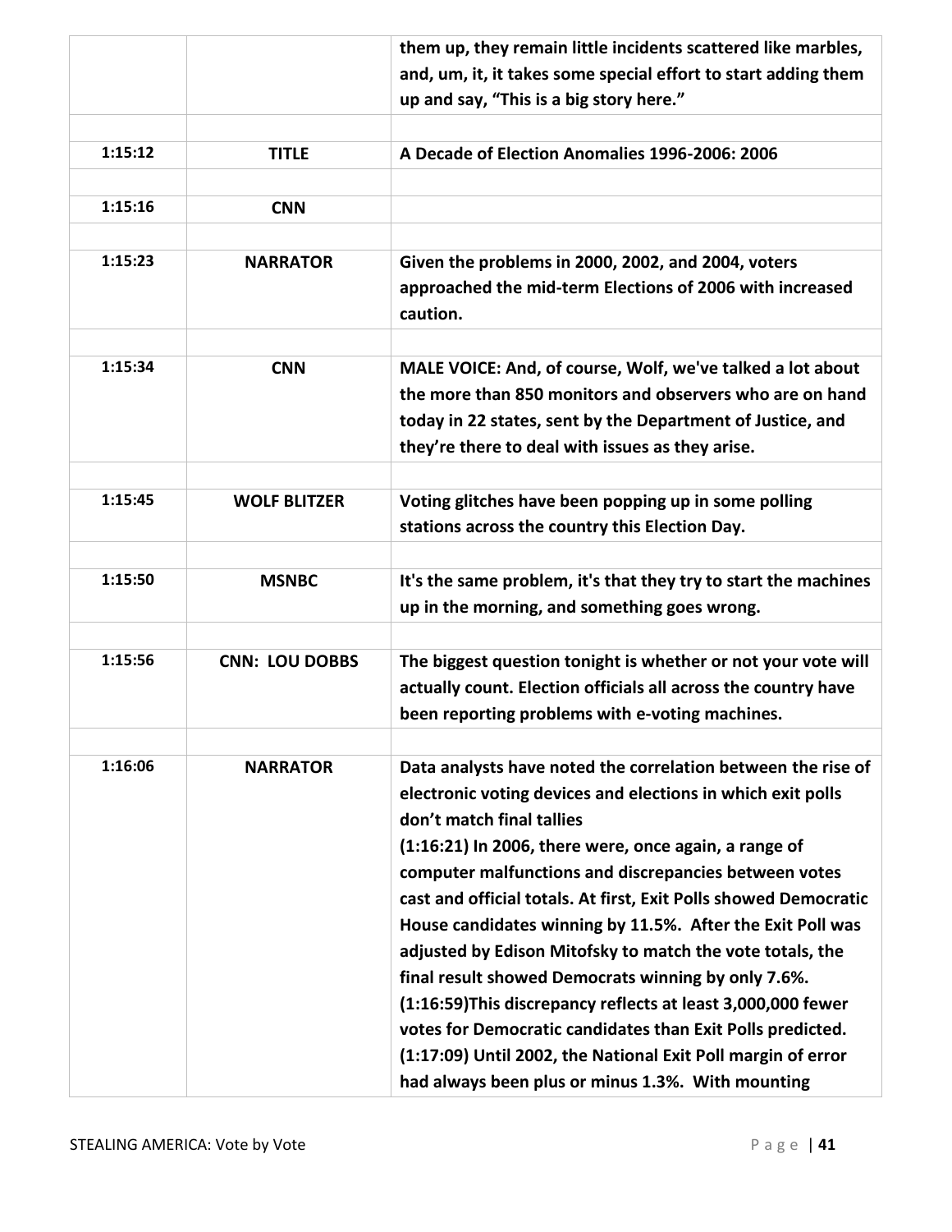| | | |
|---|---|---|
| | | them up, they remain little incidents scattered like marbles, and, um, it, it takes some special effort to start adding them up and say, "This is a big story here." |
| | | |
| 1:15:12 | TITLE | A Decade of Election Anomalies 1996-2006: 2006 |
| | | |
| 1:15:16 | CNN | |
| | | |
| 1:15:23 | NARRATOR | Given the problems in 2000, 2002, and 2004, voters approached the mid-term Elections of 2006 with increased caution. |
| | | |
| 1:15:34 | CNN | MALE VOICE: And, of course, Wolf, we've talked a lot about the more than 850 monitors and observers who are on hand today in 22 states, sent by the Department of Justice, and they're there to deal with issues as they arise. |
| | | |
| 1:15:45 | WOLF BLITZER | Voting glitches have been popping up in some polling stations across the country this Election Day. |
| | | |
| 1:15:50 | MSNBC | It's the same problem, it's that they try to start the machines up in the morning, and something goes wrong. |
| | | |
| 1:15:56 | CNN: LOU DOBBS | The biggest question tonight is whether or not your vote will actually count. Election officials all across the country have been reporting problems with e-voting machines. |
| | | |
| 1:16:06 | NARRATOR | Data analysts have noted the correlation between the rise of electronic voting devices and elections in which exit polls don't match final tallies (1:16:21) In 2006, there were, once again, a range of computer malfunctions and discrepancies between votes cast and official totals. At first, Exit Polls showed Democratic House candidates winning by 11.5%. After the Exit Poll was adjusted by Edison Mitofsky to match the vote totals, the final result showed Democrats winning by only 7.6%. (1:16:59)This discrepancy reflects at least 3,000,000 fewer votes for Democratic candidates than Exit Polls predicted. (1:17:09) Until 2002, the National Exit Poll margin of error had always been plus or minus 1.3%. With mounting |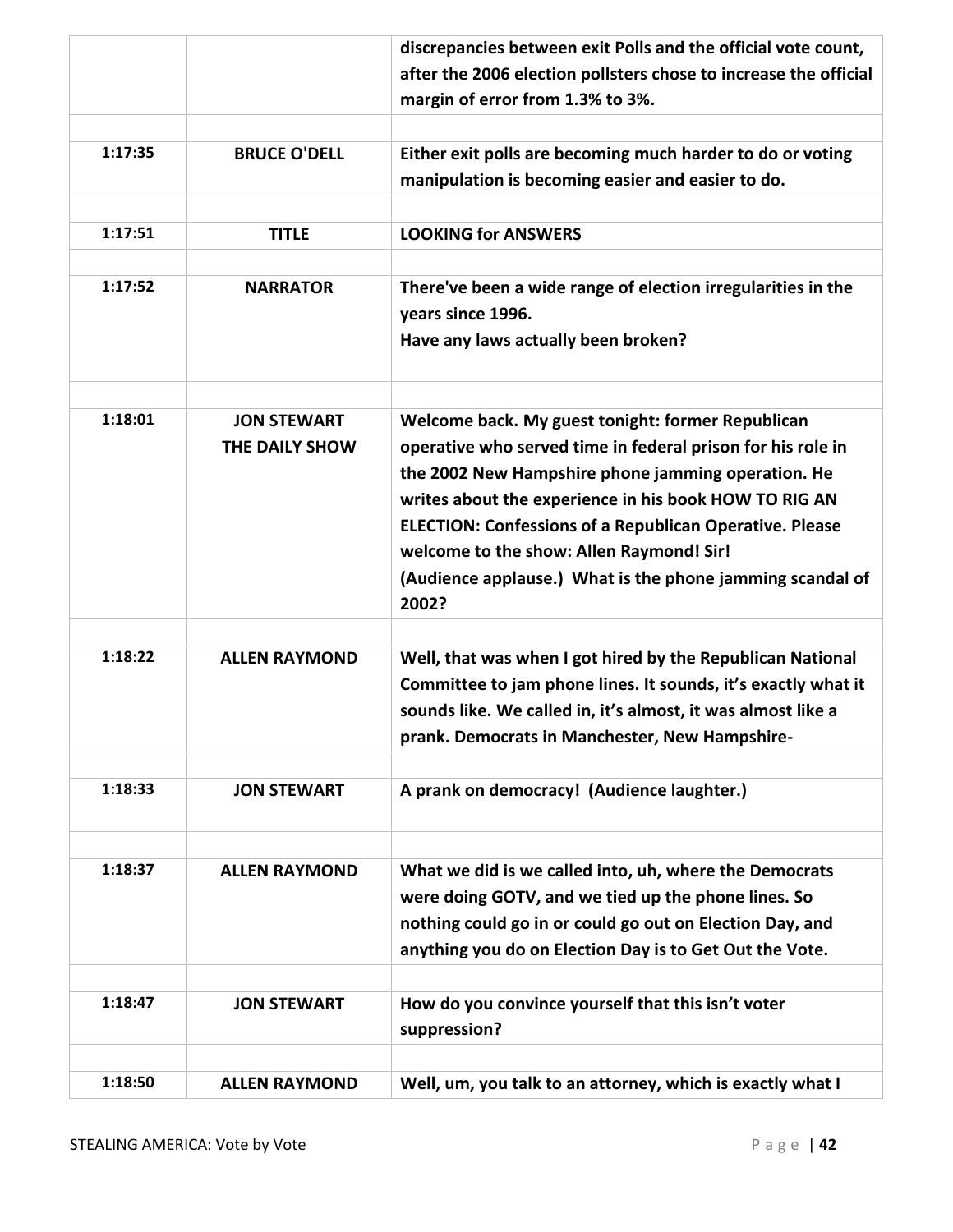| | | |
|---|---|---|
| | | **discrepancies between exit Polls and the official vote count, after the 2006 election pollsters chose to increase the official margin of error from 1.3% to 3%.** |
| | | |
| **1:17:35** | **BRUCE O'DELL** | **Either exit polls are becoming much harder to do or voting manipulation is becoming easier and easier to do.** |
| | | |
| **1:17:51** | **TITLE** | **LOOKING for ANSWERS** |
| | | |
| **1:17:52** | **NARRATOR** | **There've been a wide range of election irregularities in the years since 1996.<br>Have any laws actually been broken?** |
| | | |
| **1:18:01** | **JON STEWART<br>THE DAILY SHOW** | **Welcome back. My guest tonight: former Republican operative who served time in federal prison for his role in the 2002 New Hampshire phone jamming operation. He writes about the experience in his book HOW TO RIG AN ELECTION: Confessions of a Republican Operative. Please welcome to the show: Allen Raymond! Sir!<br>(Audience applause.) What is the phone jamming scandal of 2002?** |
| | | |
| **1:18:22** | **ALLEN RAYMOND** | **Well, that was when I got hired by the Republican National Committee to jam phone lines. It sounds, it's exactly what it sounds like. We called in, it's almost, it was almost like a prank. Democrats in Manchester, New Hampshire-** |
| | | |
| **1:18:33** | **JON STEWART** | **A prank on democracy! (Audience laughter.)** |
| | | |
| **1:18:37** | **ALLEN RAYMOND** | **What we did is we called into, uh, where the Democrats were doing GOTV, and we tied up the phone lines. So nothing could go in or could go out on Election Day, and anything you do on Election Day is to Get Out the Vote.** |
| | | |
| **1:18:47** | **JON STEWART** | **How do you convince yourself that this isn't voter suppression?** |
| | | |
| **1:18:50** | **ALLEN RAYMOND** | **Well, um, you talk to an attorney, which is exactly what I** |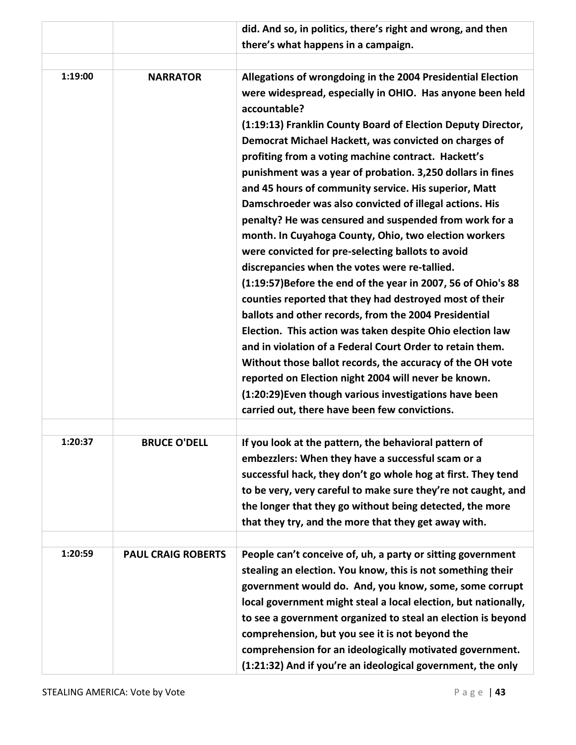| | | |
|---|---|---|
| | | **did. And so, in politics, there's right and wrong, and then there's what happens in a campaign.** |
| | | |
| **1:19:00** | **NARRATOR** | **Allegations of wrongdoing in the 2004 Presidential Election were widespread, especially in OHIO. Has anyone been held accountable?** <br> **(1:19:13) Franklin County Board of Election Deputy Director, Democrat Michael Hackett, was convicted on charges of profiting from a voting machine contract. Hackett's punishment was a year of probation. 3,250 dollars in fines and 45 hours of community service. His superior, Matt Damschroeder was also convicted of illegal actions. His penalty? He was censured and suspended from work for a month. In Cuyahoga County, Ohio, two election workers were convicted for pre-selecting ballots to avoid discrepancies when the votes were re-tallied.** <br> **(1:19:57)Before the end of the year in 2007, 56 of Ohio's 88 counties reported that they had destroyed most of their ballots and other records, from the 2004 Presidential Election. This action was taken despite Ohio election law and in violation of a Federal Court Order to retain them. Without those ballot records, the accuracy of the OH vote reported on Election night 2004 will never be known.** <br> **(1:20:29)Even though various investigations have been carried out, there have been few convictions.** |
| | | |
| **1:20:37** | **BRUCE O'DELL** | **If you look at the pattern, the behavioral pattern of embezzlers: When they have a successful scam or a successful hack, they don't go whole hog at first. They tend to be very, very careful to make sure they're not caught, and the longer that they go without being detected, the more that they try, and the more that they get away with.** |
| | | |
| **1:20:59** | **PAUL CRAIG ROBERTS** | **People can't conceive of, uh, a party or sitting government stealing an election. You know, this is not something their government would do. And, you know, some, some corrupt local government might steal a local election, but nationally, to see a government organized to steal an election is beyond comprehension, but you see it is not beyond the comprehension for an ideologically motivated government.** <br> **(1:21:32) And if you're an ideological government, the only** |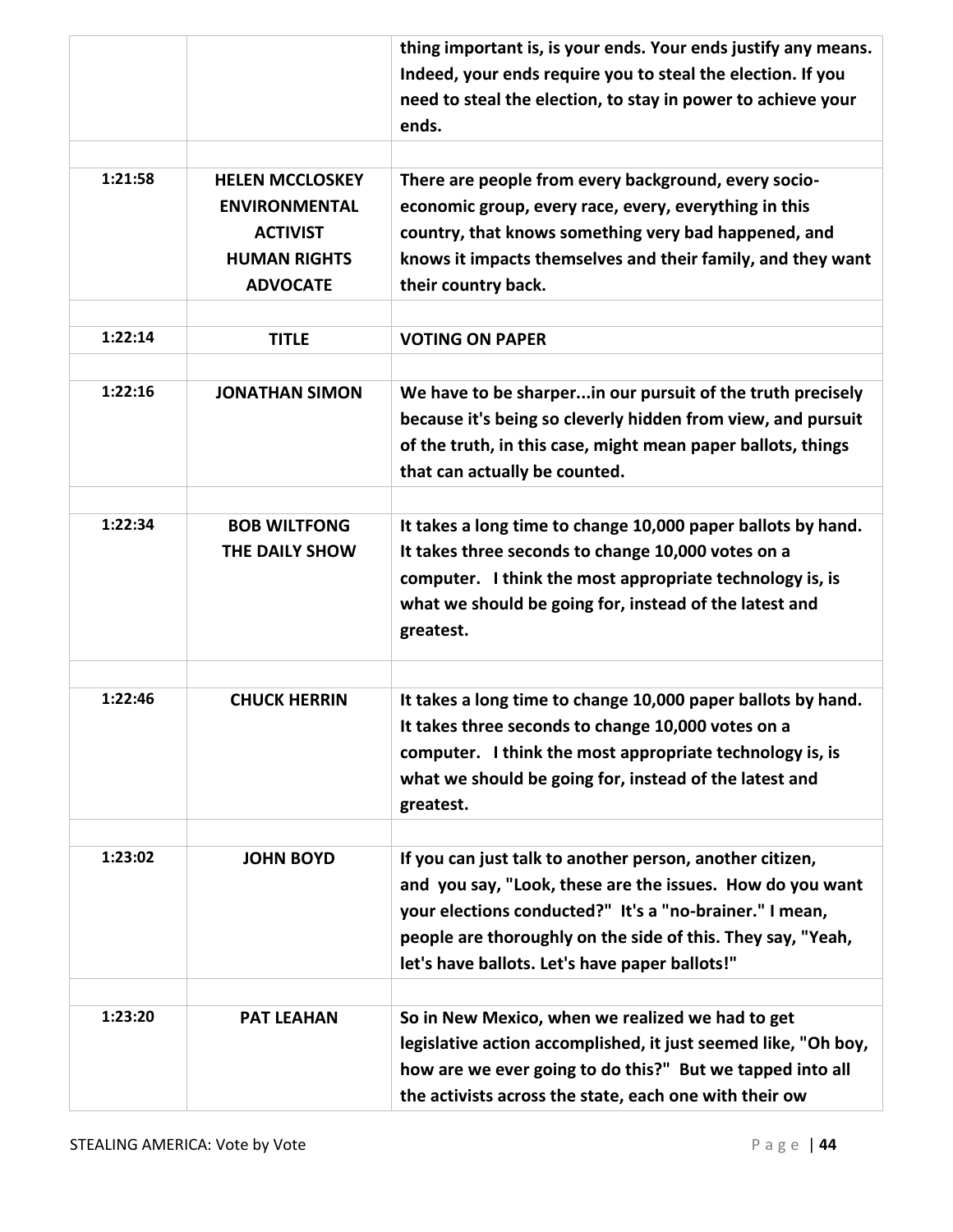| | | |
|---|---|---|
| | | thing important is, is your ends. Your ends justify any means. Indeed, your ends require you to steal the election. If you need to steal the election, to stay in power to achieve your ends. |
| | | |
| 1:21:58 | HELEN MCCLOSKEY ENVIRONMENTAL ACTIVIST HUMAN RIGHTS ADVOCATE | There are people from every background, every socio-economic group, every race, every, everything in this country, that knows something very bad happened, and knows it impacts themselves and their family, and they want their country back. |
| | | |
| 1:22:14 | TITLE | VOTING ON PAPER |
| | | |
| 1:22:16 | JONATHAN SIMON | We have to be sharper...in our pursuit of the truth precisely because it's being so cleverly hidden from view, and pursuit of the truth, in this case, might mean paper ballots, things that can actually be counted. |
| | | |
| 1:22:34 | BOB WILTFONG THE DAILY SHOW | It takes a long time to change 10,000 paper ballots by hand. It takes three seconds to change 10,000 votes on a computer. I think the most appropriate technology is, is what we should be going for, instead of the latest and greatest. |
| | | |
| 1:22:46 | CHUCK HERRIN | It takes a long time to change 10,000 paper ballots by hand. It takes three seconds to change 10,000 votes on a computer. I think the most appropriate technology is, is what we should be going for, instead of the latest and greatest. |
| | | |
| 1:23:02 | JOHN BOYD | If you can just talk to another person, another citizen, and you say, "Look, these are the issues. How do you want your elections conducted?" It's a "no-brainer." I mean, people are thoroughly on the side of this. They say, "Yeah, let's have ballots. Let's have paper ballots!" |
| | | |
| 1:23:20 | PAT LEAHAN | So in New Mexico, when we realized we had to get legislative action accomplished, it just seemed like, "Oh boy, how are we ever going to do this?" But we tapped into all the activists across the state, each one with their ow |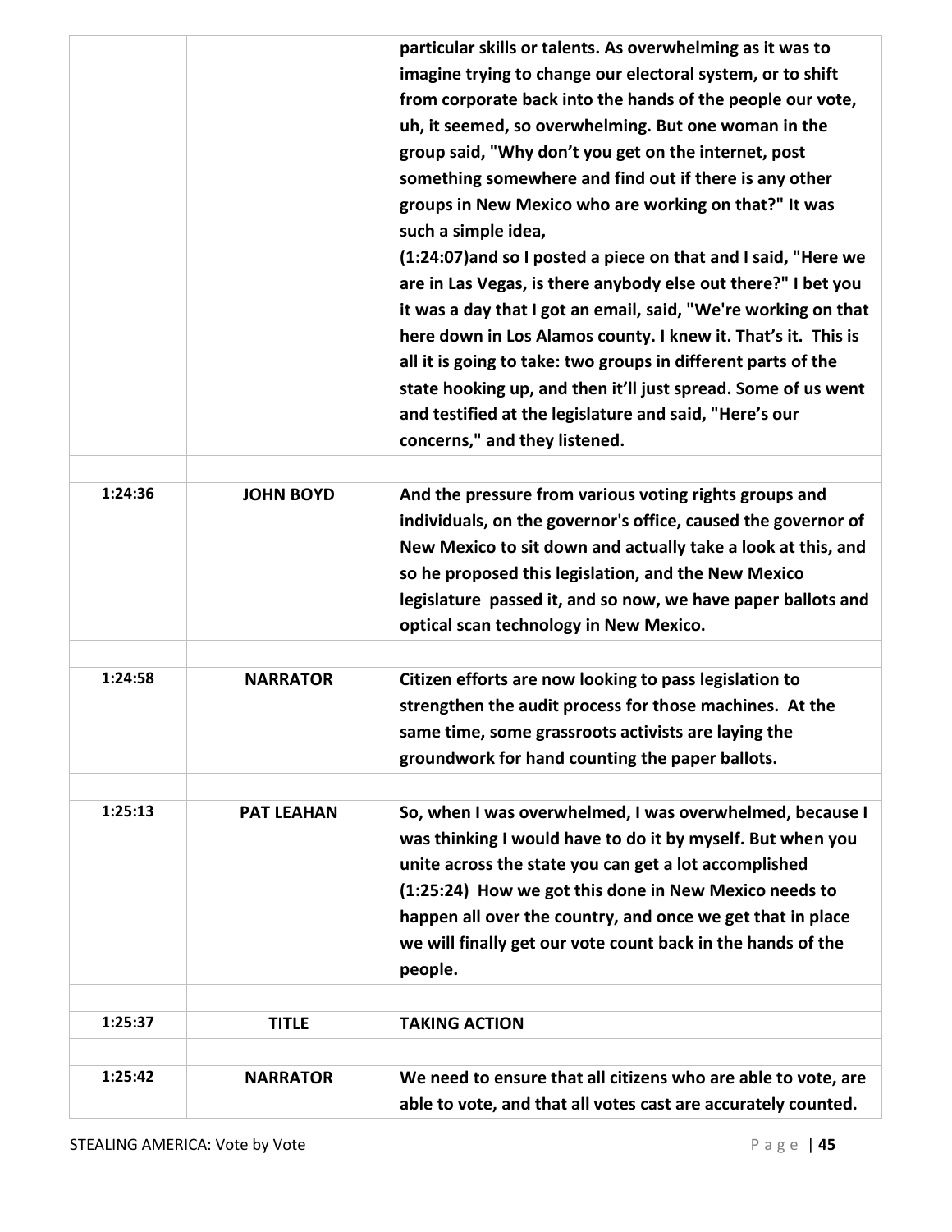| | | |
|---|---|---|
| | | **particular skills or talents. As overwhelming as it was to imagine trying to change our electoral system, or to shift from corporate back into the hands of the people our vote, uh, it seemed, so overwhelming. But one woman in the group said, "Why don't you get on the internet, post something somewhere and find out if there is any other groups in New Mexico who are working on that?" It was such a simple idea, (1:24:07)and so I posted a piece on that and I said, "Here we are in Las Vegas, is there anybody else out there?" I bet you it was a day that I got an email, said, "We're working on that here down in Los Alamos county. I knew it. That's it. This is all it is going to take: two groups in different parts of the state hooking up, and then it'll just spread. Some of us went and testified at the legislature and said, "Here's our concerns," and they listened.** |
| | | |
| **1:24:36** | **JOHN BOYD** | **And the pressure from various voting rights groups and individuals, on the governor's office, caused the governor of New Mexico to sit down and actually take a look at this, and so he proposed this legislation, and the New Mexico legislature passed it, and so now, we have paper ballots and optical scan technology in New Mexico.** |
| | | |
| **1:24:58** | **NARRATOR** | **Citizen efforts are now looking to pass legislation to strengthen the audit process for those machines. At the same time, some grassroots activists are laying the groundwork for hand counting the paper ballots.** |
| | | |
| **1:25:13** | **PAT LEAHAN** | **So, when I was overwhelmed, I was overwhelmed, because I was thinking I would have to do it by myself. But when you unite across the state you can get a lot accomplished (1:25:24) How we got this done in New Mexico needs to happen all over the country, and once we get that in place we will finally get our vote count back in the hands of the people.** |
| | | |
| **1:25:37** | **TITLE** | **TAKING ACTION** |
| | | |
| **1:25:42** | **NARRATOR** | **We need to ensure that all citizens who are able to vote, are able to vote, and that all votes cast are accurately counted.** |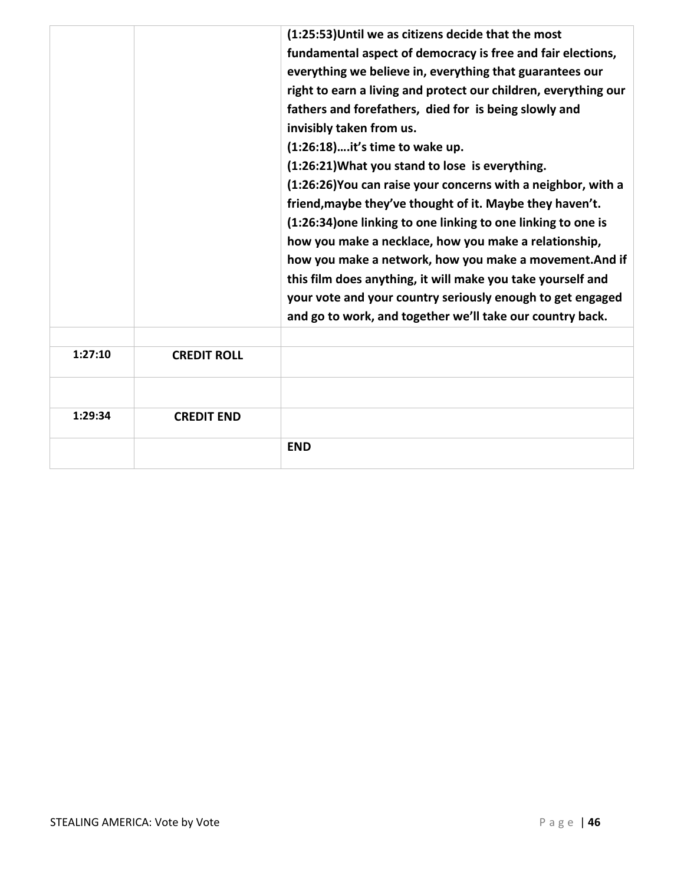| | | |
|---|---|---|
| | | **(1:25:53)Until we as citizens decide that the most fundamental aspect of democracy is free and fair elections, everything we believe in, everything that guarantees our right to earn a living and protect our children, everything our fathers and forefathers, died for is being slowly and invisibly taken from us.**<br>**(1:26:18)….it's time to wake up.**<br>**(1:26:21)What you stand to lose is everything.**<br>**(1:26:26)You can raise your concerns with a neighbor, with a friend,maybe they've thought of it. Maybe they haven't.**<br>**(1:26:34)one linking to one linking to one linking to one is how you make a necklace, how you make a relationship, how you make a network, how you make a movement.And if this film does anything, it will make you take yourself and your vote and your country seriously enough to get engaged and go to work, and together we'll take our country back.** |
| | | |
| **1:27:10** | **CREDIT ROLL** | |
| | | |
| **1:29:34** | **CREDIT END** | |
| | | **END** |